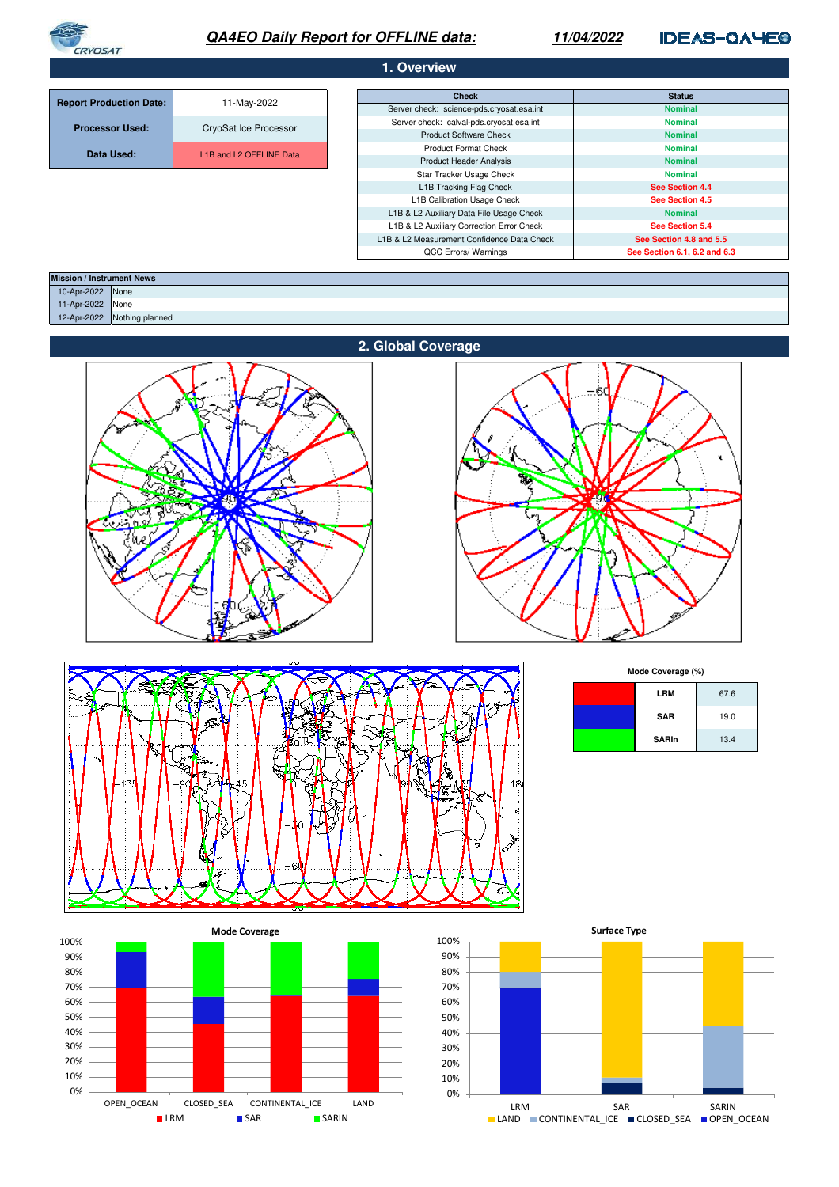# QA4EO Daily Report for OFFLINE data: 11/04/2022

## 1. Overview

| | |
|---|---|
| **Report Production Date:** | 11-May-2022 |
| **Processor Used:** | CryoSat Ice Processor |
| **Data Used:** | L1B and L2 OFFLINE Data |

| Check | Status |
|---|---|
| Server check: science-pds.cryosat.esa.int | Nominal |
| Server check: calval-pds.cryosat.esa.int | Nominal |
| Product Software Check | Nominal |
| Product Format Check | Nominal |
| Product Header Analysis | Nominal |
| Star Tracker Usage Check | Nominal |
| L1B Tracking Flag Check | See Section 4.4 |
| L1B Calibration Usage Check | See Section 4.5 |
| L1B & L2 Auxiliary Data File Usage Check | Nominal |
| L1B & L2 Auxiliary Correction Error Check | See Section 5.4 |
| L1B & L2 Measurement Confidence Data Check | See Section 4.8 and 5.5 |
| QCC Errors/ Warnings | See Section 6.1, 6.2 and 6.3 |

| Mission / Instrument News | |
|---|---|
| 10-Apr-2022 | None |
| 11-Apr-2022 | None |
| 12-Apr-2022 | Nothing planned |

## 2. Global Coverage

**Mode Coverage (%)**

| Mode | % |
|---|---|
| LRM | 67.6 |
| SAR | 19.0 |
| SARIn | 13.4 |

**Mode Coverage**

**Surface Type**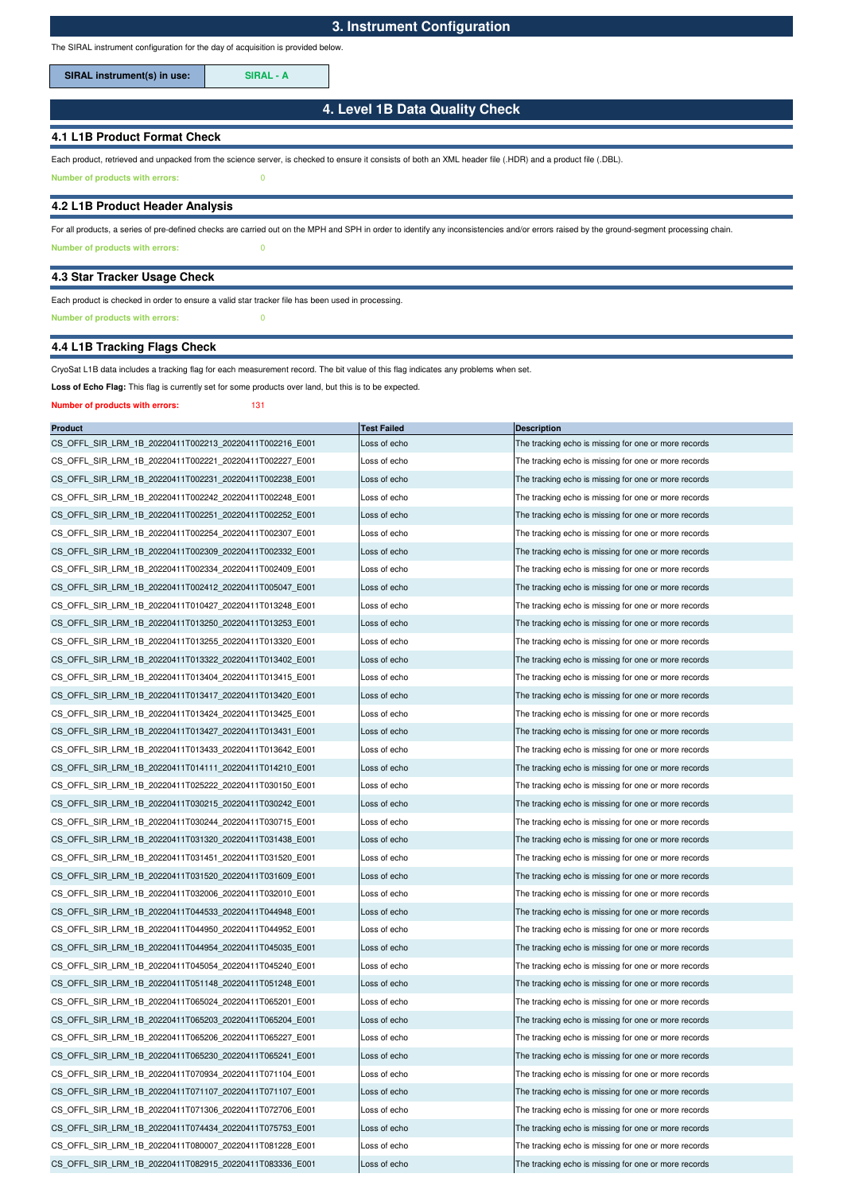## 3. Instrument Configuration

The SIRAL instrument configuration for the day of acquisition is provided below.

| SIRAL instrument(s) in use: | SIRAL - A |
|---|---|

## 4. Level 1B Data Quality Check

### 4.1 L1B Product Format Check

Each product, retrieved and unpacked from the science server, is checked to ensure it consists of both an XML header file (.HDR) and a product file (.DBL).

**Number of products with errors:** 0

### 4.2 L1B Product Header Analysis

For all products, a series of pre-defined checks are carried out on the MPH and SPH in order to identify any inconsistencies and/or errors raised by the ground-segment processing chain.

**Number of products with errors:** 0

### 4.3 Star Tracker Usage Check

Each product is checked in order to ensure a valid star tracker file has been used in processing.

**Number of products with errors:** 0

### 4.4 L1B Tracking Flags Check

CryoSat L1B data includes a tracking flag for each measurement record. The bit value of this flag indicates any problems when set.

**Loss of Echo Flag:** This flag is currently set for some products over land, but this is to be expected.

**Number of products with errors:** 131

| Product | Test Failed | Description |
|---|---|---|
| CS_OFFL_SIR_LRM_1B_20220411T002213_20220411T002216_E001 | Loss of echo | The tracking echo is missing for one or more records |
| CS_OFFL_SIR_LRM_1B_20220411T002221_20220411T002227_E001 | Loss of echo | The tracking echo is missing for one or more records |
| CS_OFFL_SIR_LRM_1B_20220411T002231_20220411T002238_E001 | Loss of echo | The tracking echo is missing for one or more records |
| CS_OFFL_SIR_LRM_1B_20220411T002242_20220411T002248_E001 | Loss of echo | The tracking echo is missing for one or more records |
| CS_OFFL_SIR_LRM_1B_20220411T002251_20220411T002252_E001 | Loss of echo | The tracking echo is missing for one or more records |
| CS_OFFL_SIR_LRM_1B_20220411T002254_20220411T002307_E001 | Loss of echo | The tracking echo is missing for one or more records |
| CS_OFFL_SIR_LRM_1B_20220411T002309_20220411T002332_E001 | Loss of echo | The tracking echo is missing for one or more records |
| CS_OFFL_SIR_LRM_1B_20220411T002334_20220411T002409_E001 | Loss of echo | The tracking echo is missing for one or more records |
| CS_OFFL_SIR_LRM_1B_20220411T002412_20220411T005047_E001 | Loss of echo | The tracking echo is missing for one or more records |
| CS_OFFL_SIR_LRM_1B_20220411T010427_20220411T013248_E001 | Loss of echo | The tracking echo is missing for one or more records |
| CS_OFFL_SIR_LRM_1B_20220411T013250_20220411T013253_E001 | Loss of echo | The tracking echo is missing for one or more records |
| CS_OFFL_SIR_LRM_1B_20220411T013255_20220411T013320_E001 | Loss of echo | The tracking echo is missing for one or more records |
| CS_OFFL_SIR_LRM_1B_20220411T013322_20220411T013402_E001 | Loss of echo | The tracking echo is missing for one or more records |
| CS_OFFL_SIR_LRM_1B_20220411T013404_20220411T013415_E001 | Loss of echo | The tracking echo is missing for one or more records |
| CS_OFFL_SIR_LRM_1B_20220411T013417_20220411T013420_E001 | Loss of echo | The tracking echo is missing for one or more records |
| CS_OFFL_SIR_LRM_1B_20220411T013424_20220411T013425_E001 | Loss of echo | The tracking echo is missing for one or more records |
| CS_OFFL_SIR_LRM_1B_20220411T013427_20220411T013431_E001 | Loss of echo | The tracking echo is missing for one or more records |
| CS_OFFL_SIR_LRM_1B_20220411T013433_20220411T013642_E001 | Loss of echo | The tracking echo is missing for one or more records |
| CS_OFFL_SIR_LRM_1B_20220411T014111_20220411T014210_E001 | Loss of echo | The tracking echo is missing for one or more records |
| CS_OFFL_SIR_LRM_1B_20220411T025222_20220411T030150_E001 | Loss of echo | The tracking echo is missing for one or more records |
| CS_OFFL_SIR_LRM_1B_20220411T030215_20220411T030242_E001 | Loss of echo | The tracking echo is missing for one or more records |
| CS_OFFL_SIR_LRM_1B_20220411T030244_20220411T030715_E001 | Loss of echo | The tracking echo is missing for one or more records |
| CS_OFFL_SIR_LRM_1B_20220411T031320_20220411T031438_E001 | Loss of echo | The tracking echo is missing for one or more records |
| CS_OFFL_SIR_LRM_1B_20220411T031451_20220411T031520_E001 | Loss of echo | The tracking echo is missing for one or more records |
| CS_OFFL_SIR_LRM_1B_20220411T031520_20220411T031609_E001 | Loss of echo | The tracking echo is missing for one or more records |
| CS_OFFL_SIR_LRM_1B_20220411T032006_20220411T032010_E001 | Loss of echo | The tracking echo is missing for one or more records |
| CS_OFFL_SIR_LRM_1B_20220411T044533_20220411T044948_E001 | Loss of echo | The tracking echo is missing for one or more records |
| CS_OFFL_SIR_LRM_1B_20220411T044950_20220411T044952_E001 | Loss of echo | The tracking echo is missing for one or more records |
| CS_OFFL_SIR_LRM_1B_20220411T044954_20220411T045035_E001 | Loss of echo | The tracking echo is missing for one or more records |
| CS_OFFL_SIR_LRM_1B_20220411T045054_20220411T045240_E001 | Loss of echo | The tracking echo is missing for one or more records |
| CS_OFFL_SIR_LRM_1B_20220411T051148_20220411T051248_E001 | Loss of echo | The tracking echo is missing for one or more records |
| CS_OFFL_SIR_LRM_1B_20220411T065024_20220411T065201_E001 | Loss of echo | The tracking echo is missing for one or more records |
| CS_OFFL_SIR_LRM_1B_20220411T065203_20220411T065204_E001 | Loss of echo | The tracking echo is missing for one or more records |
| CS_OFFL_SIR_LRM_1B_20220411T065206_20220411T065227_E001 | Loss of echo | The tracking echo is missing for one or more records |
| CS_OFFL_SIR_LRM_1B_20220411T065230_20220411T065241_E001 | Loss of echo | The tracking echo is missing for one or more records |
| CS_OFFL_SIR_LRM_1B_20220411T070934_20220411T071104_E001 | Loss of echo | The tracking echo is missing for one or more records |
| CS_OFFL_SIR_LRM_1B_20220411T071107_20220411T071107_E001 | Loss of echo | The tracking echo is missing for one or more records |
| CS_OFFL_SIR_LRM_1B_20220411T071306_20220411T072706_E001 | Loss of echo | The tracking echo is missing for one or more records |
| CS_OFFL_SIR_LRM_1B_20220411T074434_20220411T075753_E001 | Loss of echo | The tracking echo is missing for one or more records |
| CS_OFFL_SIR_LRM_1B_20220411T080007_20220411T081228_E001 | Loss of echo | The tracking echo is missing for one or more records |
| CS_OFFL_SIR_LRM_1B_20220411T082915_20220411T083336_E001 | Loss of echo | The tracking echo is missing for one or more records |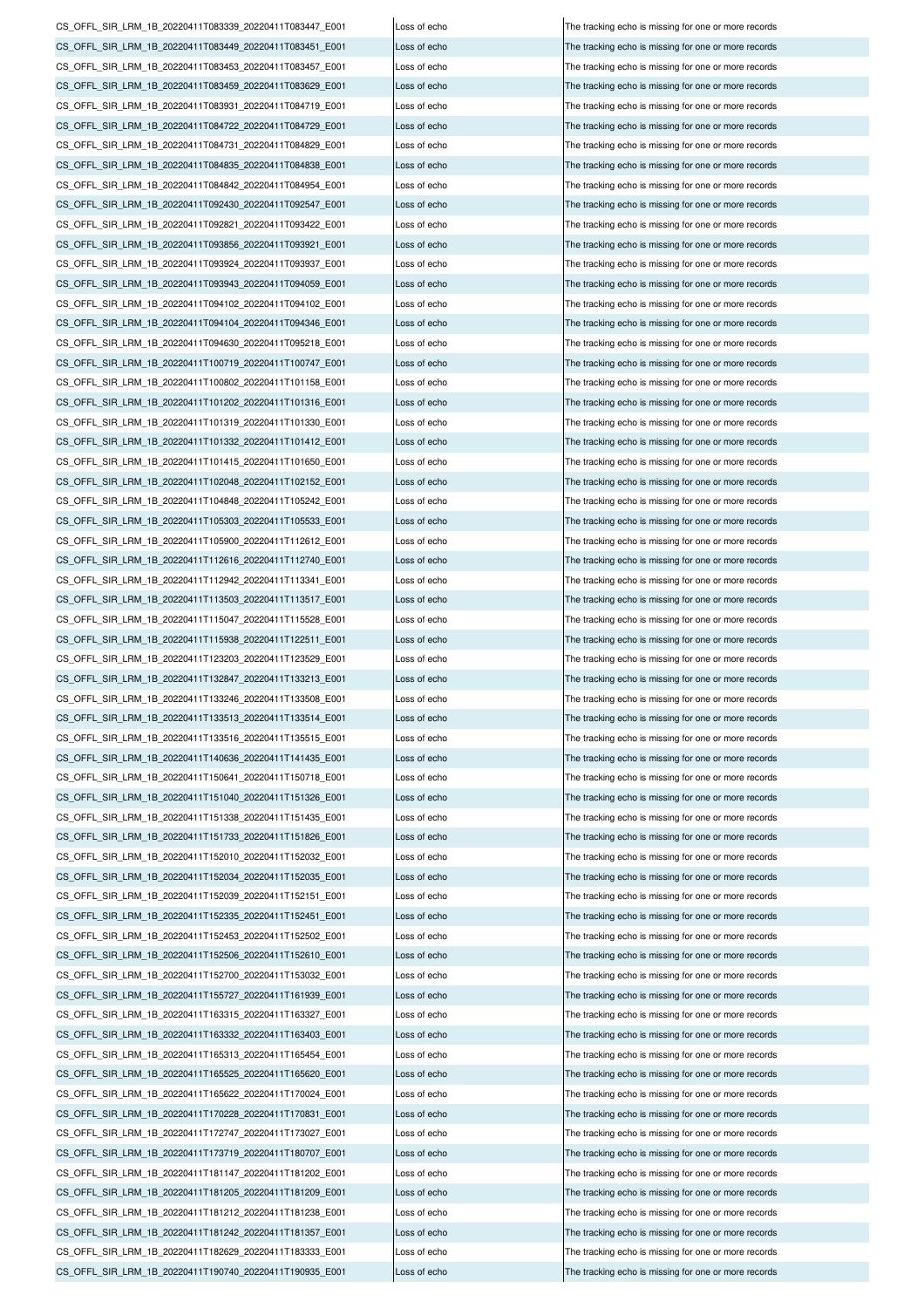| | | |
|---|---|---|
| CS_OFFL_SIR_LRM_1B_20220411T083339_20220411T083447_E001 | Loss of echo | The tracking echo is missing for one or more records |
| CS_OFFL_SIR_LRM_1B_20220411T083449_20220411T083451_E001 | Loss of echo | The tracking echo is missing for one or more records |
| CS_OFFL_SIR_LRM_1B_20220411T083453_20220411T083457_E001 | Loss of echo | The tracking echo is missing for one or more records |
| CS_OFFL_SIR_LRM_1B_20220411T083459_20220411T083629_E001 | Loss of echo | The tracking echo is missing for one or more records |
| CS_OFFL_SIR_LRM_1B_20220411T083931_20220411T084719_E001 | Loss of echo | The tracking echo is missing for one or more records |
| CS_OFFL_SIR_LRM_1B_20220411T084722_20220411T084729_E001 | Loss of echo | The tracking echo is missing for one or more records |
| CS_OFFL_SIR_LRM_1B_20220411T084731_20220411T084829_E001 | Loss of echo | The tracking echo is missing for one or more records |
| CS_OFFL_SIR_LRM_1B_20220411T084835_20220411T084838_E001 | Loss of echo | The tracking echo is missing for one or more records |
| CS_OFFL_SIR_LRM_1B_20220411T084842_20220411T084954_E001 | Loss of echo | The tracking echo is missing for one or more records |
| CS_OFFL_SIR_LRM_1B_20220411T092430_20220411T092547_E001 | Loss of echo | The tracking echo is missing for one or more records |
| CS_OFFL_SIR_LRM_1B_20220411T092821_20220411T093422_E001 | Loss of echo | The tracking echo is missing for one or more records |
| CS_OFFL_SIR_LRM_1B_20220411T093856_20220411T093921_E001 | Loss of echo | The tracking echo is missing for one or more records |
| CS_OFFL_SIR_LRM_1B_20220411T093924_20220411T093937_E001 | Loss of echo | The tracking echo is missing for one or more records |
| CS_OFFL_SIR_LRM_1B_20220411T093943_20220411T094059_E001 | Loss of echo | The tracking echo is missing for one or more records |
| CS_OFFL_SIR_LRM_1B_20220411T094102_20220411T094102_E001 | Loss of echo | The tracking echo is missing for one or more records |
| CS_OFFL_SIR_LRM_1B_20220411T094104_20220411T094346_E001 | Loss of echo | The tracking echo is missing for one or more records |
| CS_OFFL_SIR_LRM_1B_20220411T094630_20220411T095218_E001 | Loss of echo | The tracking echo is missing for one or more records |
| CS_OFFL_SIR_LRM_1B_20220411T100719_20220411T100747_E001 | Loss of echo | The tracking echo is missing for one or more records |
| CS_OFFL_SIR_LRM_1B_20220411T100802_20220411T101158_E001 | Loss of echo | The tracking echo is missing for one or more records |
| CS_OFFL_SIR_LRM_1B_20220411T101202_20220411T101316_E001 | Loss of echo | The tracking echo is missing for one or more records |
| CS_OFFL_SIR_LRM_1B_20220411T101319_20220411T101330_E001 | Loss of echo | The tracking echo is missing for one or more records |
| CS_OFFL_SIR_LRM_1B_20220411T101332_20220411T101412_E001 | Loss of echo | The tracking echo is missing for one or more records |
| CS_OFFL_SIR_LRM_1B_20220411T101415_20220411T101650_E001 | Loss of echo | The tracking echo is missing for one or more records |
| CS_OFFL_SIR_LRM_1B_20220411T102048_20220411T102152_E001 | Loss of echo | The tracking echo is missing for one or more records |
| CS_OFFL_SIR_LRM_1B_20220411T104848_20220411T105242_E001 | Loss of echo | The tracking echo is missing for one or more records |
| CS_OFFL_SIR_LRM_1B_20220411T105303_20220411T105533_E001 | Loss of echo | The tracking echo is missing for one or more records |
| CS_OFFL_SIR_LRM_1B_20220411T105900_20220411T112612_E001 | Loss of echo | The tracking echo is missing for one or more records |
| CS_OFFL_SIR_LRM_1B_20220411T112616_20220411T112740_E001 | Loss of echo | The tracking echo is missing for one or more records |
| CS_OFFL_SIR_LRM_1B_20220411T112942_20220411T113341_E001 | Loss of echo | The tracking echo is missing for one or more records |
| CS_OFFL_SIR_LRM_1B_20220411T113503_20220411T113517_E001 | Loss of echo | The tracking echo is missing for one or more records |
| CS_OFFL_SIR_LRM_1B_20220411T115047_20220411T115528_E001 | Loss of echo | The tracking echo is missing for one or more records |
| CS_OFFL_SIR_LRM_1B_20220411T115938_20220411T122511_E001 | Loss of echo | The tracking echo is missing for one or more records |
| CS_OFFL_SIR_LRM_1B_20220411T123203_20220411T123529_E001 | Loss of echo | The tracking echo is missing for one or more records |
| CS_OFFL_SIR_LRM_1B_20220411T132847_20220411T133213_E001 | Loss of echo | The tracking echo is missing for one or more records |
| CS_OFFL_SIR_LRM_1B_20220411T133246_20220411T133508_E001 | Loss of echo | The tracking echo is missing for one or more records |
| CS_OFFL_SIR_LRM_1B_20220411T133513_20220411T133514_E001 | Loss of echo | The tracking echo is missing for one or more records |
| CS_OFFL_SIR_LRM_1B_20220411T133516_20220411T135515_E001 | Loss of echo | The tracking echo is missing for one or more records |
| CS_OFFL_SIR_LRM_1B_20220411T140636_20220411T141435_E001 | Loss of echo | The tracking echo is missing for one or more records |
| CS_OFFL_SIR_LRM_1B_20220411T150641_20220411T150718_E001 | Loss of echo | The tracking echo is missing for one or more records |
| CS_OFFL_SIR_LRM_1B_20220411T151040_20220411T151326_E001 | Loss of echo | The tracking echo is missing for one or more records |
| CS_OFFL_SIR_LRM_1B_20220411T151338_20220411T151435_E001 | Loss of echo | The tracking echo is missing for one or more records |
| CS_OFFL_SIR_LRM_1B_20220411T151733_20220411T151826_E001 | Loss of echo | The tracking echo is missing for one or more records |
| CS_OFFL_SIR_LRM_1B_20220411T152010_20220411T152032_E001 | Loss of echo | The tracking echo is missing for one or more records |
| CS_OFFL_SIR_LRM_1B_20220411T152034_20220411T152035_E001 | Loss of echo | The tracking echo is missing for one or more records |
| CS_OFFL_SIR_LRM_1B_20220411T152039_20220411T152151_E001 | Loss of echo | The tracking echo is missing for one or more records |
| CS_OFFL_SIR_LRM_1B_20220411T152335_20220411T152451_E001 | Loss of echo | The tracking echo is missing for one or more records |
| CS_OFFL_SIR_LRM_1B_20220411T152453_20220411T152502_E001 | Loss of echo | The tracking echo is missing for one or more records |
| CS_OFFL_SIR_LRM_1B_20220411T152506_20220411T152610_E001 | Loss of echo | The tracking echo is missing for one or more records |
| CS_OFFL_SIR_LRM_1B_20220411T152700_20220411T153032_E001 | Loss of echo | The tracking echo is missing for one or more records |
| CS_OFFL_SIR_LRM_1B_20220411T155727_20220411T161939_E001 | Loss of echo | The tracking echo is missing for one or more records |
| CS_OFFL_SIR_LRM_1B_20220411T163315_20220411T163327_E001 | Loss of echo | The tracking echo is missing for one or more records |
| CS_OFFL_SIR_LRM_1B_20220411T163332_20220411T163403_E001 | Loss of echo | The tracking echo is missing for one or more records |
| CS_OFFL_SIR_LRM_1B_20220411T165313_20220411T165454_E001 | Loss of echo | The tracking echo is missing for one or more records |
| CS_OFFL_SIR_LRM_1B_20220411T165525_20220411T165620_E001 | Loss of echo | The tracking echo is missing for one or more records |
| CS_OFFL_SIR_LRM_1B_20220411T165622_20220411T170024_E001 | Loss of echo | The tracking echo is missing for one or more records |
| CS_OFFL_SIR_LRM_1B_20220411T170228_20220411T170831_E001 | Loss of echo | The tracking echo is missing for one or more records |
| CS_OFFL_SIR_LRM_1B_20220411T172747_20220411T173027_E001 | Loss of echo | The tracking echo is missing for one or more records |
| CS_OFFL_SIR_LRM_1B_20220411T173719_20220411T180707_E001 | Loss of echo | The tracking echo is missing for one or more records |
| CS_OFFL_SIR_LRM_1B_20220411T181147_20220411T181202_E001 | Loss of echo | The tracking echo is missing for one or more records |
| CS_OFFL_SIR_LRM_1B_20220411T181205_20220411T181209_E001 | Loss of echo | The tracking echo is missing for one or more records |
| CS_OFFL_SIR_LRM_1B_20220411T181212_20220411T181238_E001 | Loss of echo | The tracking echo is missing for one or more records |
| CS_OFFL_SIR_LRM_1B_20220411T181242_20220411T181357_E001 | Loss of echo | The tracking echo is missing for one or more records |
| CS_OFFL_SIR_LRM_1B_20220411T182629_20220411T183333_E001 | Loss of echo | The tracking echo is missing for one or more records |
| CS_OFFL_SIR_LRM_1B_20220411T190740_20220411T190935_E001 | Loss of echo | The tracking echo is missing for one or more records |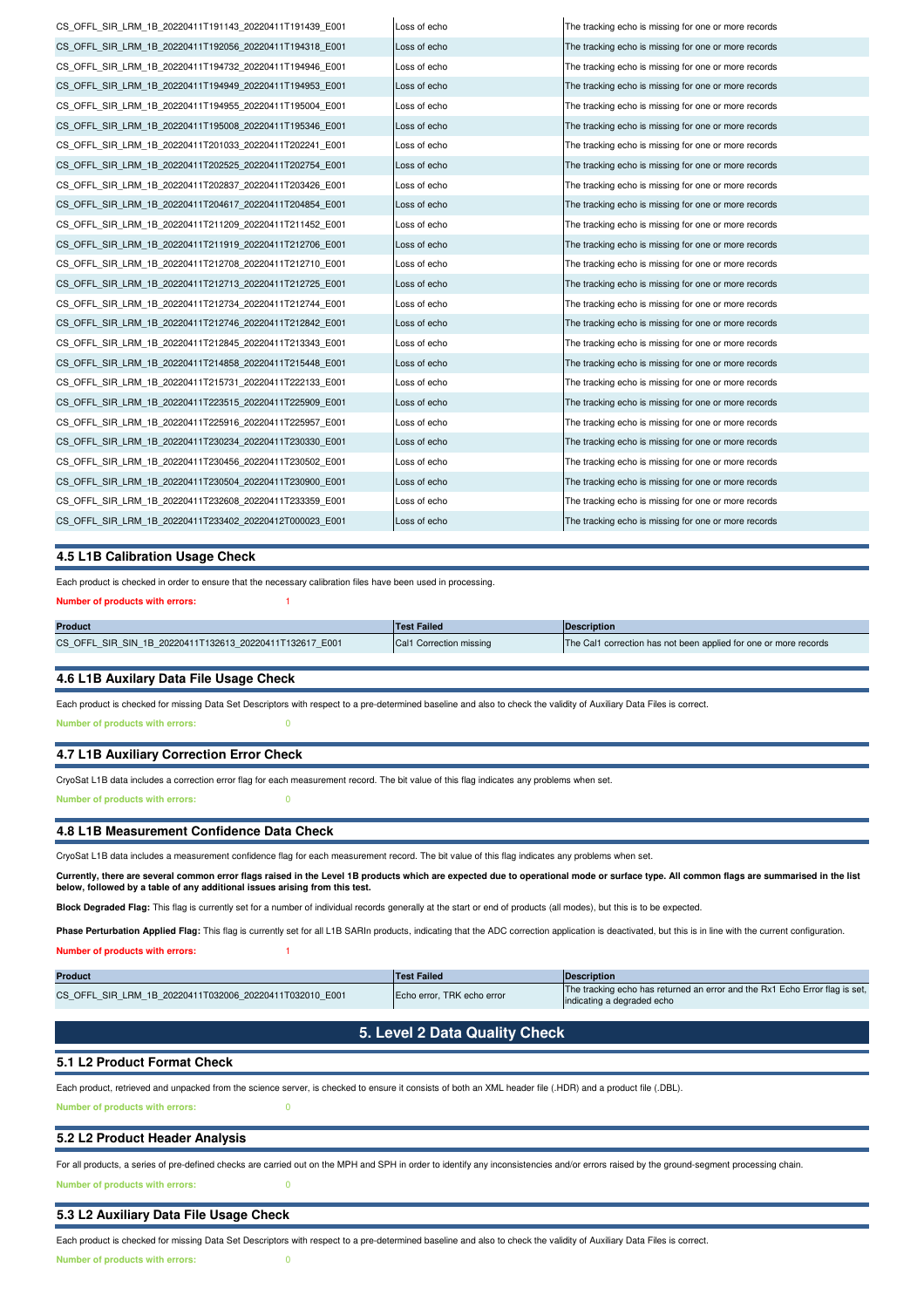| | | |
|---|---|---|
| CS_OFFL_SIR_LRM_1B_20220411T191143_20220411T191439_E001 | Loss of echo | The tracking echo is missing for one or more records |
| CS_OFFL_SIR_LRM_1B_20220411T192056_20220411T194318_E001 | Loss of echo | The tracking echo is missing for one or more records |
| CS_OFFL_SIR_LRM_1B_20220411T194732_20220411T194946_E001 | Loss of echo | The tracking echo is missing for one or more records |
| CS_OFFL_SIR_LRM_1B_20220411T194949_20220411T194953_E001 | Loss of echo | The tracking echo is missing for one or more records |
| CS_OFFL_SIR_LRM_1B_20220411T194955_20220411T195004_E001 | Loss of echo | The tracking echo is missing for one or more records |
| CS_OFFL_SIR_LRM_1B_20220411T195008_20220411T195346_E001 | Loss of echo | The tracking echo is missing for one or more records |
| CS_OFFL_SIR_LRM_1B_20220411T201033_20220411T202241_E001 | Loss of echo | The tracking echo is missing for one or more records |
| CS_OFFL_SIR_LRM_1B_20220411T202525_20220411T202754_E001 | Loss of echo | The tracking echo is missing for one or more records |
| CS_OFFL_SIR_LRM_1B_20220411T202837_20220411T203426_E001 | Loss of echo | The tracking echo is missing for one or more records |
| CS_OFFL_SIR_LRM_1B_20220411T204617_20220411T204854_E001 | Loss of echo | The tracking echo is missing for one or more records |
| CS_OFFL_SIR_LRM_1B_20220411T211209_20220411T211452_E001 | Loss of echo | The tracking echo is missing for one or more records |
| CS_OFFL_SIR_LRM_1B_20220411T211919_20220411T212706_E001 | Loss of echo | The tracking echo is missing for one or more records |
| CS_OFFL_SIR_LRM_1B_20220411T212708_20220411T212710_E001 | Loss of echo | The tracking echo is missing for one or more records |
| CS_OFFL_SIR_LRM_1B_20220411T212713_20220411T212725_E001 | Loss of echo | The tracking echo is missing for one or more records |
| CS_OFFL_SIR_LRM_1B_20220411T212734_20220411T212744_E001 | Loss of echo | The tracking echo is missing for one or more records |
| CS_OFFL_SIR_LRM_1B_20220411T212746_20220411T212842_E001 | Loss of echo | The tracking echo is missing for one or more records |
| CS_OFFL_SIR_LRM_1B_20220411T212845_20220411T213343_E001 | Loss of echo | The tracking echo is missing for one or more records |
| CS_OFFL_SIR_LRM_1B_20220411T214858_20220411T215448_E001 | Loss of echo | The tracking echo is missing for one or more records |
| CS_OFFL_SIR_LRM_1B_20220411T215731_20220411T222133_E001 | Loss of echo | The tracking echo is missing for one or more records |
| CS_OFFL_SIR_LRM_1B_20220411T223515_20220411T225909_E001 | Loss of echo | The tracking echo is missing for one or more records |
| CS_OFFL_SIR_LRM_1B_20220411T225916_20220411T225957_E001 | Loss of echo | The tracking echo is missing for one or more records |
| CS_OFFL_SIR_LRM_1B_20220411T230234_20220411T230330_E001 | Loss of echo | The tracking echo is missing for one or more records |
| CS_OFFL_SIR_LRM_1B_20220411T230456_20220411T230502_E001 | Loss of echo | The tracking echo is missing for one or more records |
| CS_OFFL_SIR_LRM_1B_20220411T230504_20220411T230900_E001 | Loss of echo | The tracking echo is missing for one or more records |
| CS_OFFL_SIR_LRM_1B_20220411T232608_20220411T233359_E001 | Loss of echo | The tracking echo is missing for one or more records |
| CS_OFFL_SIR_LRM_1B_20220411T233402_20220412T000023_E001 | Loss of echo | The tracking echo is missing for one or more records |

### 4.5 L1B Calibration Usage Check

Each product is checked in order to ensure that the necessary calibration files have been used in processing.

**Number of products with errors:** 1

| Product | Test Failed | Description |
|---|---|---|
| CS_OFFL_SIR_SIN_1B_20220411T132613_20220411T132617_E001 | Cal1 Correction missing | The Cal1 correction has not been applied for one or more records |

### 4.6 L1B Auxilary Data File Usage Check

Each product is checked for missing Data Set Descriptors with respect to a pre-determined baseline and also to check the validity of Auxiliary Data Files is correct.

**Number of products with errors:** 0

### 4.7 L1B Auxiliary Correction Error Check

CryoSat L1B data includes a correction error flag for each measurement record. The bit value of this flag indicates any problems when set.

**Number of products with errors:** 0

### 4.8 L1B Measurement Confidence Data Check

CryoSat L1B data includes a measurement confidence flag for each measurement record. The bit value of this flag indicates any problems when set.

**Currently, there are several common error flags raised in the Level 1B products which are expected due to operational mode or surface type. All common flags are summarised in the list below, followed by a table of any additional issues arising from this test.**

**Block Degraded Flag:** This flag is currently set for a number of individual records generally at the start or end of products (all modes), but this is to be expected.

**Phase Perturbation Applied Flag:** This flag is currently set for all L1B SARIn products, indicating that the ADC correction application is deactivated, but this is in line with the current configuration.

**Number of products with errors:** 1

| Product | Test Failed | Description |
|---|---|---|
| CS_OFFL_SIR_LRM_1B_20220411T032006_20220411T032010_E001 | Echo error, TRK echo error | The tracking echo has returned an error and the Rx1 Echo Error flag is set, indicating a degraded echo |

## 5. Level 2 Data Quality Check

### 5.1 L2 Product Format Check

Each product, retrieved and unpacked from the science server, is checked to ensure it consists of both an XML header file (.HDR) and a product file (.DBL).

**Number of products with errors:** 0

### 5.2 L2 Product Header Analysis

For all products, a series of pre-defined checks are carried out on the MPH and SPH in order to identify any inconsistencies and/or errors raised by the ground-segment processing chain.

**Number of products with errors:** 0

### 5.3 L2 Auxiliary Data File Usage Check

Each product is checked for missing Data Set Descriptors with respect to a pre-determined baseline and also to check the validity of Auxiliary Data Files is correct.

**Number of products with errors:** 0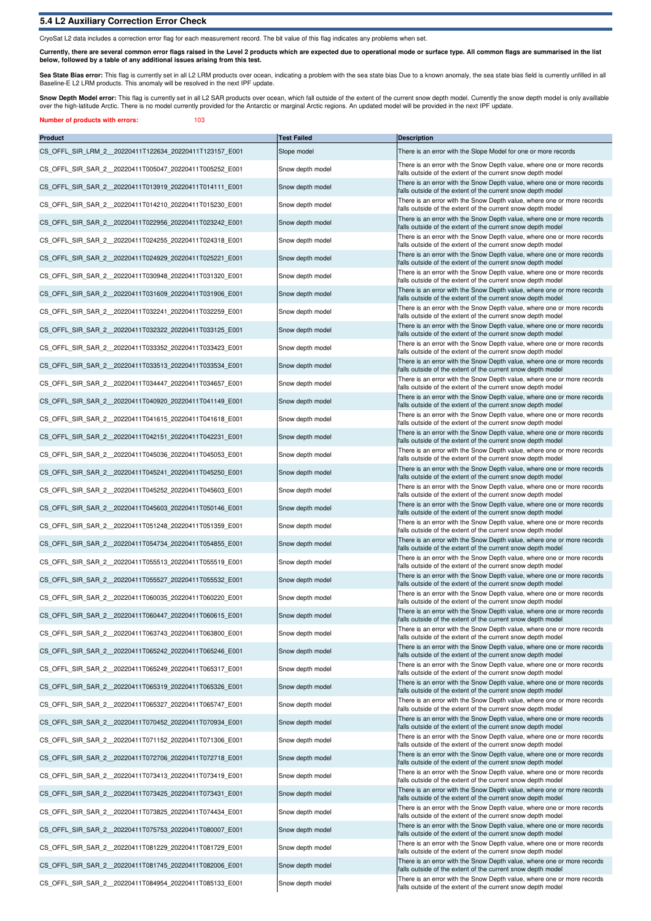## 5.4 L2 Auxiliary Correction Error Check

CryoSat L2 data includes a correction error flag for each measurement record. The bit value of this flag indicates any problems when set.

**Currently, there are several common error flags raised in the Level 2 products which are expected due to operational mode or surface type. All common flags are summarised in the list below, followed by a table of any additional issues arising from this test.**

**Sea State Bias error:** This flag is currently set in all L2 LRM products over ocean, indicating a problem with the sea state bias Due to a known anomaly, the sea state bias field is currently unfilled in all Baseline-E L2 LRM products. This anomaly will be resolved in the next IPF update.

**Snow Depth Model error:** This flag is currently set in all L2 SAR products over ocean, which fall outside of the extent of the current snow depth model. Currently the snow depth model is only availlable over the high-latitude Arctic. There is no model currently provided for the Antarctic or marginal Arctic regions. An updated model will be provided in the next IPF update.

**Number of products with errors:** 103

| Product | Test Failed | Description |
|---|---|---|
| CS_OFFL_SIR_LRM_2__20220411T122634_20220411T123157_E001 | Slope model | There is an error with the Slope Model for one or more records |
| CS_OFFL_SIR_SAR_2__20220411T005047_20220411T005252_E001 | Snow depth model | There is an error with the Snow Depth value, where one or more records falls outside of the extent of the current snow depth model |
| CS_OFFL_SIR_SAR_2__20220411T013919_20220411T014111_E001 | Snow depth model | There is an error with the Snow Depth value, where one or more records falls outside of the extent of the current snow depth model |
| CS_OFFL_SIR_SAR_2__20220411T014210_20220411T015230_E001 | Snow depth model | There is an error with the Snow Depth value, where one or more records falls outside of the extent of the current snow depth model |
| CS_OFFL_SIR_SAR_2__20220411T022956_20220411T023242_E001 | Snow depth model | There is an error with the Snow Depth value, where one or more records falls outside of the extent of the current snow depth model |
| CS_OFFL_SIR_SAR_2__20220411T024255_20220411T024318_E001 | Snow depth model | There is an error with the Snow Depth value, where one or more records falls outside of the extent of the current snow depth model |
| CS_OFFL_SIR_SAR_2__20220411T024929_20220411T025221_E001 | Snow depth model | There is an error with the Snow Depth value, where one or more records falls outside of the extent of the current snow depth model |
| CS_OFFL_SIR_SAR_2__20220411T030948_20220411T031320_E001 | Snow depth model | There is an error with the Snow Depth value, where one or more records falls outside of the extent of the current snow depth model |
| CS_OFFL_SIR_SAR_2__20220411T031609_20220411T031906_E001 | Snow depth model | There is an error with the Snow Depth value, where one or more records falls outside of the extent of the current snow depth model |
| CS_OFFL_SIR_SAR_2__20220411T032241_20220411T032259_E001 | Snow depth model | There is an error with the Snow Depth value, where one or more records falls outside of the extent of the current snow depth model |
| CS_OFFL_SIR_SAR_2__20220411T032322_20220411T033125_E001 | Snow depth model | There is an error with the Snow Depth value, where one or more records falls outside of the extent of the current snow depth model |
| CS_OFFL_SIR_SAR_2__20220411T033352_20220411T033423_E001 | Snow depth model | There is an error with the Snow Depth value, where one or more records falls outside of the extent of the current snow depth model |
| CS_OFFL_SIR_SAR_2__20220411T033513_20220411T033534_E001 | Snow depth model | There is an error with the Snow Depth value, where one or more records falls outside of the extent of the current snow depth model |
| CS_OFFL_SIR_SAR_2__20220411T034447_20220411T034657_E001 | Snow depth model | There is an error with the Snow Depth value, where one or more records falls outside of the extent of the current snow depth model |
| CS_OFFL_SIR_SAR_2__20220411T040920_20220411T041149_E001 | Snow depth model | There is an error with the Snow Depth value, where one or more records falls outside of the extent of the current snow depth model |
| CS_OFFL_SIR_SAR_2__20220411T041615_20220411T041618_E001 | Snow depth model | There is an error with the Snow Depth value, where one or more records falls outside of the extent of the current snow depth model |
| CS_OFFL_SIR_SAR_2__20220411T042151_20220411T042231_E001 | Snow depth model | There is an error with the Snow Depth value, where one or more records falls outside of the extent of the current snow depth model |
| CS_OFFL_SIR_SAR_2__20220411T045036_20220411T045053_E001 | Snow depth model | There is an error with the Snow Depth value, where one or more records falls outside of the extent of the current snow depth model |
| CS_OFFL_SIR_SAR_2__20220411T045241_20220411T045250_E001 | Snow depth model | There is an error with the Snow Depth value, where one or more records falls outside of the extent of the current snow depth model |
| CS_OFFL_SIR_SAR_2__20220411T045252_20220411T045603_E001 | Snow depth model | There is an error with the Snow Depth value, where one or more records falls outside of the extent of the current snow depth model |
| CS_OFFL_SIR_SAR_2__20220411T045603_20220411T050146_E001 | Snow depth model | There is an error with the Snow Depth value, where one or more records falls outside of the extent of the current snow depth model |
| CS_OFFL_SIR_SAR_2__20220411T051248_20220411T051359_E001 | Snow depth model | There is an error with the Snow Depth value, where one or more records falls outside of the extent of the current snow depth model |
| CS_OFFL_SIR_SAR_2__20220411T054734_20220411T054855_E001 | Snow depth model | There is an error with the Snow Depth value, where one or more records falls outside of the extent of the current snow depth model |
| CS_OFFL_SIR_SAR_2__20220411T055513_20220411T055519_E001 | Snow depth model | There is an error with the Snow Depth value, where one or more records falls outside of the extent of the current snow depth model |
| CS_OFFL_SIR_SAR_2__20220411T055527_20220411T055532_E001 | Snow depth model | There is an error with the Snow Depth value, where one or more records falls outside of the extent of the current snow depth model |
| CS_OFFL_SIR_SAR_2__20220411T060035_20220411T060220_E001 | Snow depth model | There is an error with the Snow Depth value, where one or more records falls outside of the extent of the current snow depth model |
| CS_OFFL_SIR_SAR_2__20220411T060447_20220411T060615_E001 | Snow depth model | There is an error with the Snow Depth value, where one or more records falls outside of the extent of the current snow depth model |
| CS_OFFL_SIR_SAR_2__20220411T063743_20220411T063800_E001 | Snow depth model | There is an error with the Snow Depth value, where one or more records falls outside of the extent of the current snow depth model |
| CS_OFFL_SIR_SAR_2__20220411T065242_20220411T065246_E001 | Snow depth model | There is an error with the Snow Depth value, where one or more records falls outside of the extent of the current snow depth model |
| CS_OFFL_SIR_SAR_2__20220411T065249_20220411T065317_E001 | Snow depth model | There is an error with the Snow Depth value, where one or more records falls outside of the extent of the current snow depth model |
| CS_OFFL_SIR_SAR_2__20220411T065319_20220411T065326_E001 | Snow depth model | There is an error with the Snow Depth value, where one or more records falls outside of the extent of the current snow depth model |
| CS_OFFL_SIR_SAR_2__20220411T065327_20220411T065747_E001 | Snow depth model | There is an error with the Snow Depth value, where one or more records falls outside of the extent of the current snow depth model |
| CS_OFFL_SIR_SAR_2__20220411T070452_20220411T070934_E001 | Snow depth model | There is an error with the Snow Depth value, where one or more records falls outside of the extent of the current snow depth model |
| CS_OFFL_SIR_SAR_2__20220411T071152_20220411T071306_E001 | Snow depth model | There is an error with the Snow Depth value, where one or more records falls outside of the extent of the current snow depth model |
| CS_OFFL_SIR_SAR_2__20220411T072706_20220411T072718_E001 | Snow depth model | There is an error with the Snow Depth value, where one or more records falls outside of the extent of the current snow depth model |
| CS_OFFL_SIR_SAR_2__20220411T073413_20220411T073419_E001 | Snow depth model | There is an error with the Snow Depth value, where one or more records falls outside of the extent of the current snow depth model |
| CS_OFFL_SIR_SAR_2__20220411T073425_20220411T073431_E001 | Snow depth model | There is an error with the Snow Depth value, where one or more records falls outside of the extent of the current snow depth model |
| CS_OFFL_SIR_SAR_2__20220411T073825_20220411T074434_E001 | Snow depth model | There is an error with the Snow Depth value, where one or more records falls outside of the extent of the current snow depth model |
| CS_OFFL_SIR_SAR_2__20220411T075753_20220411T080007_E001 | Snow depth model | There is an error with the Snow Depth value, where one or more records falls outside of the extent of the current snow depth model |
| CS_OFFL_SIR_SAR_2__20220411T081229_20220411T081729_E001 | Snow depth model | There is an error with the Snow Depth value, where one or more records falls outside of the extent of the current snow depth model |
| CS_OFFL_SIR_SAR_2__20220411T081745_20220411T082006_E001 | Snow depth model | There is an error with the Snow Depth value, where one or more records falls outside of the extent of the current snow depth model |
| CS_OFFL_SIR_SAR_2__20220411T084954_20220411T085133_E001 | Snow depth model | There is an error with the Snow Depth value, where one or more records falls outside of the extent of the current snow depth model |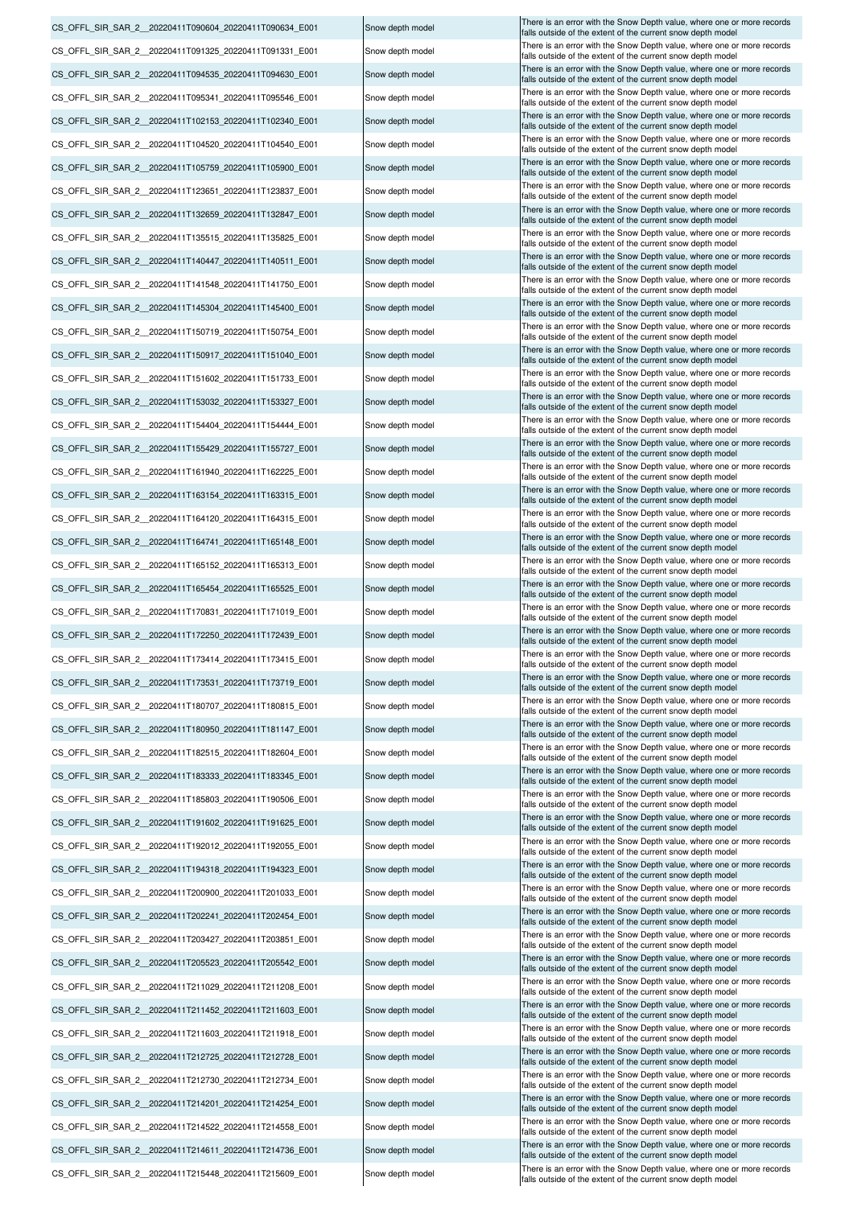| | | |
|---|---|---|
| CS_OFFL_SIR_SAR_2__20220411T090604_20220411T090634_E001 | Snow depth model | There is an error with the Snow Depth value, where one or more records falls outside of the extent of the current snow depth model |
| CS_OFFL_SIR_SAR_2__20220411T091325_20220411T091331_E001 | Snow depth model | There is an error with the Snow Depth value, where one or more records falls outside of the extent of the current snow depth model |
| CS_OFFL_SIR_SAR_2__20220411T094535_20220411T094630_E001 | Snow depth model | There is an error with the Snow Depth value, where one or more records falls outside of the extent of the current snow depth model |
| CS_OFFL_SIR_SAR_2__20220411T095341_20220411T095546_E001 | Snow depth model | There is an error with the Snow Depth value, where one or more records falls outside of the extent of the current snow depth model |
| CS_OFFL_SIR_SAR_2__20220411T102153_20220411T102340_E001 | Snow depth model | There is an error with the Snow Depth value, where one or more records falls outside of the extent of the current snow depth model |
| CS_OFFL_SIR_SAR_2__20220411T104520_20220411T104540_E001 | Snow depth model | There is an error with the Snow Depth value, where one or more records falls outside of the extent of the current snow depth model |
| CS_OFFL_SIR_SAR_2__20220411T105759_20220411T105900_E001 | Snow depth model | There is an error with the Snow Depth value, where one or more records falls outside of the extent of the current snow depth model |
| CS_OFFL_SIR_SAR_2__20220411T123651_20220411T123837_E001 | Snow depth model | There is an error with the Snow Depth value, where one or more records falls outside of the extent of the current snow depth model |
| CS_OFFL_SIR_SAR_2__20220411T132659_20220411T132847_E001 | Snow depth model | There is an error with the Snow Depth value, where one or more records falls outside of the extent of the current snow depth model |
| CS_OFFL_SIR_SAR_2__20220411T135515_20220411T135825_E001 | Snow depth model | There is an error with the Snow Depth value, where one or more records falls outside of the extent of the current snow depth model |
| CS_OFFL_SIR_SAR_2__20220411T140447_20220411T140511_E001 | Snow depth model | There is an error with the Snow Depth value, where one or more records falls outside of the extent of the current snow depth model |
| CS_OFFL_SIR_SAR_2__20220411T141548_20220411T141750_E001 | Snow depth model | There is an error with the Snow Depth value, where one or more records falls outside of the extent of the current snow depth model |
| CS_OFFL_SIR_SAR_2__20220411T145304_20220411T145400_E001 | Snow depth model | There is an error with the Snow Depth value, where one or more records falls outside of the extent of the current snow depth model |
| CS_OFFL_SIR_SAR_2__20220411T150719_20220411T150754_E001 | Snow depth model | There is an error with the Snow Depth value, where one or more records falls outside of the extent of the current snow depth model |
| CS_OFFL_SIR_SAR_2__20220411T150917_20220411T151040_E001 | Snow depth model | There is an error with the Snow Depth value, where one or more records falls outside of the extent of the current snow depth model |
| CS_OFFL_SIR_SAR_2__20220411T151602_20220411T151733_E001 | Snow depth model | There is an error with the Snow Depth value, where one or more records falls outside of the extent of the current snow depth model |
| CS_OFFL_SIR_SAR_2__20220411T153032_20220411T153327_E001 | Snow depth model | There is an error with the Snow Depth value, where one or more records falls outside of the extent of the current snow depth model |
| CS_OFFL_SIR_SAR_2__20220411T154404_20220411T154444_E001 | Snow depth model | There is an error with the Snow Depth value, where one or more records falls outside of the extent of the current snow depth model |
| CS_OFFL_SIR_SAR_2__20220411T155429_20220411T155727_E001 | Snow depth model | There is an error with the Snow Depth value, where one or more records falls outside of the extent of the current snow depth model |
| CS_OFFL_SIR_SAR_2__20220411T161940_20220411T162225_E001 | Snow depth model | There is an error with the Snow Depth value, where one or more records falls outside of the extent of the current snow depth model |
| CS_OFFL_SIR_SAR_2__20220411T163154_20220411T163315_E001 | Snow depth model | There is an error with the Snow Depth value, where one or more records falls outside of the extent of the current snow depth model |
| CS_OFFL_SIR_SAR_2__20220411T164120_20220411T164315_E001 | Snow depth model | There is an error with the Snow Depth value, where one or more records falls outside of the extent of the current snow depth model |
| CS_OFFL_SIR_SAR_2__20220411T164741_20220411T165148_E001 | Snow depth model | There is an error with the Snow Depth value, where one or more records falls outside of the extent of the current snow depth model |
| CS_OFFL_SIR_SAR_2__20220411T165152_20220411T165313_E001 | Snow depth model | There is an error with the Snow Depth value, where one or more records falls outside of the extent of the current snow depth model |
| CS_OFFL_SIR_SAR_2__20220411T165454_20220411T165525_E001 | Snow depth model | There is an error with the Snow Depth value, where one or more records falls outside of the extent of the current snow depth model |
| CS_OFFL_SIR_SAR_2__20220411T170831_20220411T171019_E001 | Snow depth model | There is an error with the Snow Depth value, where one or more records falls outside of the extent of the current snow depth model |
| CS_OFFL_SIR_SAR_2__20220411T172250_20220411T172439_E001 | Snow depth model | There is an error with the Snow Depth value, where one or more records falls outside of the extent of the current snow depth model |
| CS_OFFL_SIR_SAR_2__20220411T173414_20220411T173415_E001 | Snow depth model | There is an error with the Snow Depth value, where one or more records falls outside of the extent of the current snow depth model |
| CS_OFFL_SIR_SAR_2__20220411T173531_20220411T173719_E001 | Snow depth model | There is an error with the Snow Depth value, where one or more records falls outside of the extent of the current snow depth model |
| CS_OFFL_SIR_SAR_2__20220411T180707_20220411T180815_E001 | Snow depth model | There is an error with the Snow Depth value, where one or more records falls outside of the extent of the current snow depth model |
| CS_OFFL_SIR_SAR_2__20220411T180950_20220411T181147_E001 | Snow depth model | There is an error with the Snow Depth value, where one or more records falls outside of the extent of the current snow depth model |
| CS_OFFL_SIR_SAR_2__20220411T182515_20220411T182604_E001 | Snow depth model | There is an error with the Snow Depth value, where one or more records falls outside of the extent of the current snow depth model |
| CS_OFFL_SIR_SAR_2__20220411T183333_20220411T183345_E001 | Snow depth model | There is an error with the Snow Depth value, where one or more records falls outside of the extent of the current snow depth model |
| CS_OFFL_SIR_SAR_2__20220411T185803_20220411T190506_E001 | Snow depth model | There is an error with the Snow Depth value, where one or more records falls outside of the extent of the current snow depth model |
| CS_OFFL_SIR_SAR_2__20220411T191602_20220411T191625_E001 | Snow depth model | There is an error with the Snow Depth value, where one or more records falls outside of the extent of the current snow depth model |
| CS_OFFL_SIR_SAR_2__20220411T192012_20220411T192055_E001 | Snow depth model | There is an error with the Snow Depth value, where one or more records falls outside of the extent of the current snow depth model |
| CS_OFFL_SIR_SAR_2__20220411T194318_20220411T194323_E001 | Snow depth model | There is an error with the Snow Depth value, where one or more records falls outside of the extent of the current snow depth model |
| CS_OFFL_SIR_SAR_2__20220411T200900_20220411T201033_E001 | Snow depth model | There is an error with the Snow Depth value, where one or more records falls outside of the extent of the current snow depth model |
| CS_OFFL_SIR_SAR_2__20220411T202241_20220411T202454_E001 | Snow depth model | There is an error with the Snow Depth value, where one or more records falls outside of the extent of the current snow depth model |
| CS_OFFL_SIR_SAR_2__20220411T203427_20220411T203851_E001 | Snow depth model | There is an error with the Snow Depth value, where one or more records falls outside of the extent of the current snow depth model |
| CS_OFFL_SIR_SAR_2__20220411T205523_20220411T205542_E001 | Snow depth model | There is an error with the Snow Depth value, where one or more records falls outside of the extent of the current snow depth model |
| CS_OFFL_SIR_SAR_2__20220411T211029_20220411T211208_E001 | Snow depth model | There is an error with the Snow Depth value, where one or more records falls outside of the extent of the current snow depth model |
| CS_OFFL_SIR_SAR_2__20220411T211452_20220411T211603_E001 | Snow depth model | There is an error with the Snow Depth value, where one or more records falls outside of the extent of the current snow depth model |
| CS_OFFL_SIR_SAR_2__20220411T211603_20220411T211918_E001 | Snow depth model | There is an error with the Snow Depth value, where one or more records falls outside of the extent of the current snow depth model |
| CS_OFFL_SIR_SAR_2__20220411T212725_20220411T212728_E001 | Snow depth model | There is an error with the Snow Depth value, where one or more records falls outside of the extent of the current snow depth model |
| CS_OFFL_SIR_SAR_2__20220411T212730_20220411T212734_E001 | Snow depth model | There is an error with the Snow Depth value, where one or more records falls outside of the extent of the current snow depth model |
| CS_OFFL_SIR_SAR_2__20220411T214201_20220411T214254_E001 | Snow depth model | There is an error with the Snow Depth value, where one or more records falls outside of the extent of the current snow depth model |
| CS_OFFL_SIR_SAR_2__20220411T214522_20220411T214558_E001 | Snow depth model | There is an error with the Snow Depth value, where one or more records falls outside of the extent of the current snow depth model |
| CS_OFFL_SIR_SAR_2__20220411T214611_20220411T214736_E001 | Snow depth model | There is an error with the Snow Depth value, where one or more records falls outside of the extent of the current snow depth model |
| CS_OFFL_SIR_SAR_2__20220411T215448_20220411T215609_E001 | Snow depth model | There is an error with the Snow Depth value, where one or more records falls outside of the extent of the current snow depth model |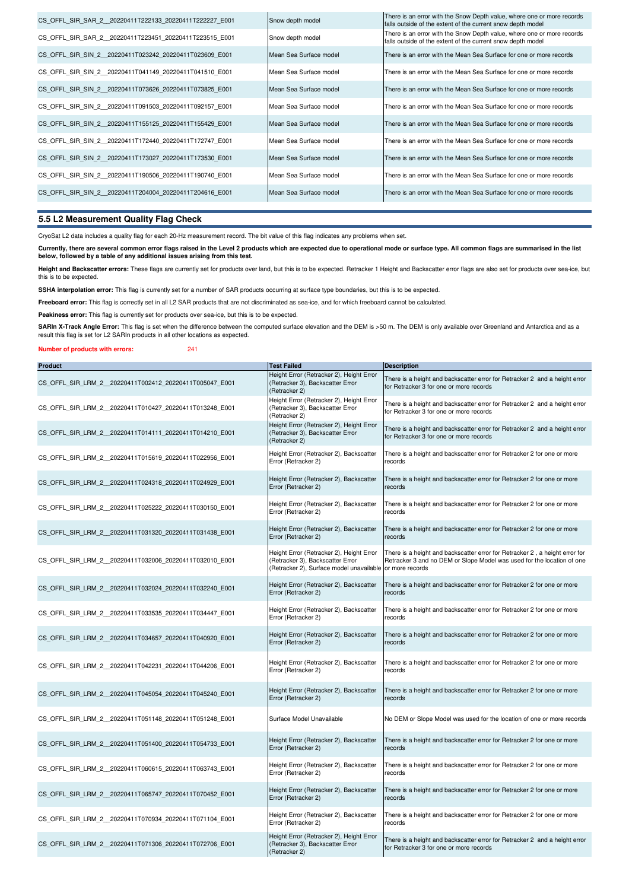| | | |
|---|---|---|
| CS_OFFL_SIR_SAR_2__20220411T222133_20220411T222227_E001 | Snow depth model | There is an error with the Snow Depth value, where one or more records falls outside of the extent of the current snow depth model |
| CS_OFFL_SIR_SAR_2__20220411T223451_20220411T223515_E001 | Snow depth model | There is an error with the Snow Depth value, where one or more records falls outside of the extent of the current snow depth model |
| CS_OFFL_SIR_SIN_2__20220411T023242_20220411T023609_E001 | Mean Sea Surface model | There is an error with the Mean Sea Surface for one or more records |
| CS_OFFL_SIR_SIN_2__20220411T041149_20220411T041510_E001 | Mean Sea Surface model | There is an error with the Mean Sea Surface for one or more records |
| CS_OFFL_SIR_SIN_2__20220411T073626_20220411T073825_E001 | Mean Sea Surface model | There is an error with the Mean Sea Surface for one or more records |
| CS_OFFL_SIR_SIN_2__20220411T091503_20220411T092157_E001 | Mean Sea Surface model | There is an error with the Mean Sea Surface for one or more records |
| CS_OFFL_SIR_SIN_2__20220411T155125_20220411T155429_E001 | Mean Sea Surface model | There is an error with the Mean Sea Surface for one or more records |
| CS_OFFL_SIR_SIN_2__20220411T172440_20220411T172747_E001 | Mean Sea Surface model | There is an error with the Mean Sea Surface for one or more records |
| CS_OFFL_SIR_SIN_2__20220411T173027_20220411T173530_E001 | Mean Sea Surface model | There is an error with the Mean Sea Surface for one or more records |
| CS_OFFL_SIR_SIN_2__20220411T190506_20220411T190740_E001 | Mean Sea Surface model | There is an error with the Mean Sea Surface for one or more records |
| CS_OFFL_SIR_SIN_2__20220411T204004_20220411T204616_E001 | Mean Sea Surface model | There is an error with the Mean Sea Surface for one or more records |

## 5.5 L2 Measurement Quality Flag Check

CryoSat L2 data includes a quality flag for each 20-Hz measurement record. The bit value of this flag indicates any problems when set.

**Currently, there are several common error flags raised in the Level 2 products which are expected due to operational mode or surface type. All common flags are summarised in the list below, followed by a table of any additional issues arising from this test.**

**Height and Backscatter errors:** These flags are currently set for products over land, but this is to be expected. Retracker 1 Height and Backscatter error flags are also set for products over sea-ice, but this is to be expected.

**SSHA interpolation error:** This flag is currently set for a number of SAR products occurring at surface type boundaries, but this is to be expected.

**Freeboard error:** This flag is correctly set in all L2 SAR products that are not discriminated as sea-ice, and for which freeboard cannot be calculated.

**Peakiness error:** This flag is currently set for products over sea-ice, but this is to be expected.

**SARIn X-Track Angle Error:** This flag is set when the difference between the computed surface elevation and the DEM is >50 m. The DEM is only available over Greenland and Antarctica and as a result this flag is set for L2 SARIn products in all other locations as expected.

**Number of products with errors:** 241

| Product | Test Failed | Description |
|---|---|---|
| CS_OFFL_SIR_LRM_2__20220411T002412_20220411T005047_E001 | Height Error (Retracker 2), Height Error (Retracker 3), Backscatter Error (Retracker 2) | There is a height and backscatter error for Retracker 2 and a height error for Retracker 3 for one or more records |
| CS_OFFL_SIR_LRM_2__20220411T010427_20220411T013248_E001 | Height Error (Retracker 2), Height Error (Retracker 3), Backscatter Error (Retracker 2) | There is a height and backscatter error for Retracker 2 and a height error for Retracker 3 for one or more records |
| CS_OFFL_SIR_LRM_2__20220411T014111_20220411T014210_E001 | Height Error (Retracker 2), Height Error (Retracker 3), Backscatter Error (Retracker 2) | There is a height and backscatter error for Retracker 2 and a height error for Retracker 3 for one or more records |
| CS_OFFL_SIR_LRM_2__20220411T015619_20220411T022956_E001 | Height Error (Retracker 2), Backscatter Error (Retracker 2) | There is a height and backscatter error for Retracker 2 for one or more records |
| CS_OFFL_SIR_LRM_2__20220411T024318_20220411T024929_E001 | Height Error (Retracker 2), Backscatter Error (Retracker 2) | There is a height and backscatter error for Retracker 2 for one or more records |
| CS_OFFL_SIR_LRM_2__20220411T025222_20220411T030150_E001 | Height Error (Retracker 2), Backscatter Error (Retracker 2) | There is a height and backscatter error for Retracker 2 for one or more records |
| CS_OFFL_SIR_LRM_2__20220411T031320_20220411T031438_E001 | Height Error (Retracker 2), Backscatter Error (Retracker 2) | There is a height and backscatter error for Retracker 2 for one or more records |
| CS_OFFL_SIR_LRM_2__20220411T032006_20220411T032010_E001 | Height Error (Retracker 2), Height Error (Retracker 3), Backscatter Error (Retracker 2), Surface model unavailable | There is a height and backscatter error for Retracker 2 , a height error for Retracker 3 and no DEM or Slope Model was used for the location of one or more records |
| CS_OFFL_SIR_LRM_2__20220411T032024_20220411T032240_E001 | Height Error (Retracker 2), Backscatter Error (Retracker 2) | There is a height and backscatter error for Retracker 2 for one or more records |
| CS_OFFL_SIR_LRM_2__20220411T033535_20220411T034447_E001 | Height Error (Retracker 2), Backscatter Error (Retracker 2) | There is a height and backscatter error for Retracker 2 for one or more records |
| CS_OFFL_SIR_LRM_2__20220411T034657_20220411T040920_E001 | Height Error (Retracker 2), Backscatter Error (Retracker 2) | There is a height and backscatter error for Retracker 2 for one or more records |
| CS_OFFL_SIR_LRM_2__20220411T042231_20220411T044206_E001 | Height Error (Retracker 2), Backscatter Error (Retracker 2) | There is a height and backscatter error for Retracker 2 for one or more records |
| CS_OFFL_SIR_LRM_2__20220411T045054_20220411T045240_E001 | Height Error (Retracker 2), Backscatter Error (Retracker 2) | There is a height and backscatter error for Retracker 2 for one or more records |
| CS_OFFL_SIR_LRM_2__20220411T051148_20220411T051248_E001 | Surface Model Unavailable | No DEM or Slope Model was used for the location of one or more records |
| CS_OFFL_SIR_LRM_2__20220411T051400_20220411T054733_E001 | Height Error (Retracker 2), Backscatter Error (Retracker 2) | There is a height and backscatter error for Retracker 2 for one or more records |
| CS_OFFL_SIR_LRM_2__20220411T060615_20220411T063743_E001 | Height Error (Retracker 2), Backscatter Error (Retracker 2) | There is a height and backscatter error for Retracker 2 for one or more records |
| CS_OFFL_SIR_LRM_2__20220411T065747_20220411T070452_E001 | Height Error (Retracker 2), Backscatter Error (Retracker 2) | There is a height and backscatter error for Retracker 2 for one or more records |
| CS_OFFL_SIR_LRM_2__20220411T070934_20220411T071104_E001 | Height Error (Retracker 2), Backscatter Error (Retracker 2) | There is a height and backscatter error for Retracker 2 for one or more records |
| CS_OFFL_SIR_LRM_2__20220411T071306_20220411T072706_E001 | Height Error (Retracker 2), Height Error (Retracker 3), Backscatter Error (Retracker 2) | There is a height and backscatter error for Retracker 2 and a height error for Retracker 3 for one or more records |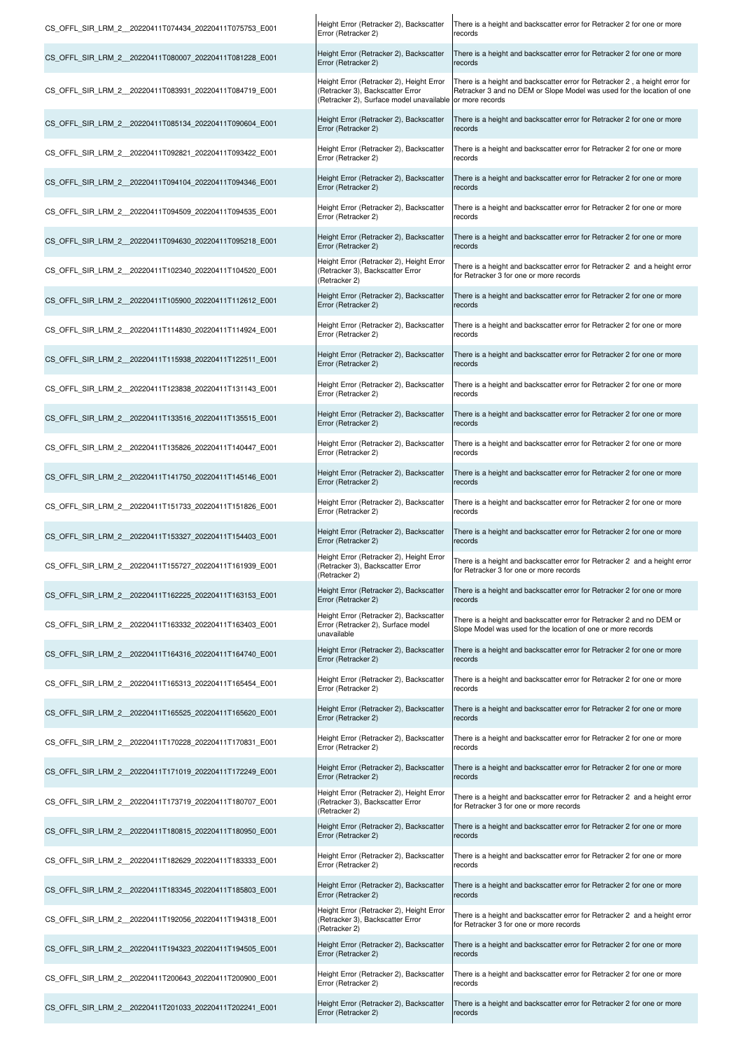| | | |
|---|---|---|
| CS_OFFL_SIR_LRM_2__20220411T074434_20220411T075753_E001 | Height Error (Retracker 2), Backscatter Error (Retracker 2) | There is a height and backscatter error for Retracker 2 for one or more records |
| CS_OFFL_SIR_LRM_2__20220411T080007_20220411T081228_E001 | Height Error (Retracker 2), Backscatter Error (Retracker 2) | There is a height and backscatter error for Retracker 2 for one or more records |
| CS_OFFL_SIR_LRM_2__20220411T083931_20220411T084719_E001 | Height Error (Retracker 2), Height Error (Retracker 3), Backscatter Error (Retracker 2), Surface model unavailable | There is a height and backscatter error for Retracker 2 , a height error for Retracker 3 and no DEM or Slope Model was used for the location of one or more records |
| CS_OFFL_SIR_LRM_2__20220411T085134_20220411T090604_E001 | Height Error (Retracker 2), Backscatter Error (Retracker 2) | There is a height and backscatter error for Retracker 2 for one or more records |
| CS_OFFL_SIR_LRM_2__20220411T092821_20220411T093422_E001 | Height Error (Retracker 2), Backscatter Error (Retracker 2) | There is a height and backscatter error for Retracker 2 for one or more records |
| CS_OFFL_SIR_LRM_2__20220411T094104_20220411T094346_E001 | Height Error (Retracker 2), Backscatter Error (Retracker 2) | There is a height and backscatter error for Retracker 2 for one or more records |
| CS_OFFL_SIR_LRM_2__20220411T094509_20220411T094535_E001 | Height Error (Retracker 2), Backscatter Error (Retracker 2) | There is a height and backscatter error for Retracker 2 for one or more records |
| CS_OFFL_SIR_LRM_2__20220411T094630_20220411T095218_E001 | Height Error (Retracker 2), Backscatter Error (Retracker 2) | There is a height and backscatter error for Retracker 2 for one or more records |
| CS_OFFL_SIR_LRM_2__20220411T102340_20220411T104520_E001 | Height Error (Retracker 2), Height Error (Retracker 3), Backscatter Error (Retracker 2) | There is a height and backscatter error for Retracker 2 and a height error for Retracker 3 for one or more records |
| CS_OFFL_SIR_LRM_2__20220411T105900_20220411T112612_E001 | Height Error (Retracker 2), Backscatter Error (Retracker 2) | There is a height and backscatter error for Retracker 2 for one or more records |
| CS_OFFL_SIR_LRM_2__20220411T114830_20220411T114924_E001 | Height Error (Retracker 2), Backscatter Error (Retracker 2) | There is a height and backscatter error for Retracker 2 for one or more records |
| CS_OFFL_SIR_LRM_2__20220411T115938_20220411T122511_E001 | Height Error (Retracker 2), Backscatter Error (Retracker 2) | There is a height and backscatter error for Retracker 2 for one or more records |
| CS_OFFL_SIR_LRM_2__20220411T123838_20220411T131143_E001 | Height Error (Retracker 2), Backscatter Error (Retracker 2) | There is a height and backscatter error for Retracker 2 for one or more records |
| CS_OFFL_SIR_LRM_2__20220411T133516_20220411T135515_E001 | Height Error (Retracker 2), Backscatter Error (Retracker 2) | There is a height and backscatter error for Retracker 2 for one or more records |
| CS_OFFL_SIR_LRM_2__20220411T135826_20220411T140447_E001 | Height Error (Retracker 2), Backscatter Error (Retracker 2) | There is a height and backscatter error for Retracker 2 for one or more records |
| CS_OFFL_SIR_LRM_2__20220411T141750_20220411T145146_E001 | Height Error (Retracker 2), Backscatter Error (Retracker 2) | There is a height and backscatter error for Retracker 2 for one or more records |
| CS_OFFL_SIR_LRM_2__20220411T151733_20220411T151826_E001 | Height Error (Retracker 2), Backscatter Error (Retracker 2) | There is a height and backscatter error for Retracker 2 for one or more records |
| CS_OFFL_SIR_LRM_2__20220411T153327_20220411T154403_E001 | Height Error (Retracker 2), Backscatter Error (Retracker 2) | There is a height and backscatter error for Retracker 2 for one or more records |
| CS_OFFL_SIR_LRM_2__20220411T155727_20220411T161939_E001 | Height Error (Retracker 2), Height Error (Retracker 3), Backscatter Error (Retracker 2) | There is a height and backscatter error for Retracker 2 and a height error for Retracker 3 for one or more records |
| CS_OFFL_SIR_LRM_2__20220411T162225_20220411T163153_E001 | Height Error (Retracker 2), Backscatter Error (Retracker 2) | There is a height and backscatter error for Retracker 2 for one or more records |
| CS_OFFL_SIR_LRM_2__20220411T163332_20220411T163403_E001 | Height Error (Retracker 2), Backscatter Error (Retracker 2), Surface model unavailable | There is a height and backscatter error for Retracker 2 and no DEM or Slope Model was used for the location of one or more records |
| CS_OFFL_SIR_LRM_2__20220411T164316_20220411T164740_E001 | Height Error (Retracker 2), Backscatter Error (Retracker 2) | There is a height and backscatter error for Retracker 2 for one or more records |
| CS_OFFL_SIR_LRM_2__20220411T165313_20220411T165454_E001 | Height Error (Retracker 2), Backscatter Error (Retracker 2) | There is a height and backscatter error for Retracker 2 for one or more records |
| CS_OFFL_SIR_LRM_2__20220411T165525_20220411T165620_E001 | Height Error (Retracker 2), Backscatter Error (Retracker 2) | There is a height and backscatter error for Retracker 2 for one or more records |
| CS_OFFL_SIR_LRM_2__20220411T170228_20220411T170831_E001 | Height Error (Retracker 2), Backscatter Error (Retracker 2) | There is a height and backscatter error for Retracker 2 for one or more records |
| CS_OFFL_SIR_LRM_2__20220411T171019_20220411T172249_E001 | Height Error (Retracker 2), Backscatter Error (Retracker 2) | There is a height and backscatter error for Retracker 2 for one or more records |
| CS_OFFL_SIR_LRM_2__20220411T173719_20220411T180707_E001 | Height Error (Retracker 2), Height Error (Retracker 3), Backscatter Error (Retracker 2) | There is a height and backscatter error for Retracker 2 and a height error for Retracker 3 for one or more records |
| CS_OFFL_SIR_LRM_2__20220411T180815_20220411T180950_E001 | Height Error (Retracker 2), Backscatter Error (Retracker 2) | There is a height and backscatter error for Retracker 2 for one or more records |
| CS_OFFL_SIR_LRM_2__20220411T182629_20220411T183333_E001 | Height Error (Retracker 2), Backscatter Error (Retracker 2) | There is a height and backscatter error for Retracker 2 for one or more records |
| CS_OFFL_SIR_LRM_2__20220411T183345_20220411T185803_E001 | Height Error (Retracker 2), Backscatter Error (Retracker 2) | There is a height and backscatter error for Retracker 2 for one or more records |
| CS_OFFL_SIR_LRM_2__20220411T192056_20220411T194318_E001 | Height Error (Retracker 2), Height Error (Retracker 3), Backscatter Error (Retracker 2) | There is a height and backscatter error for Retracker 2 and a height error for Retracker 3 for one or more records |
| CS_OFFL_SIR_LRM_2__20220411T194323_20220411T194505_E001 | Height Error (Retracker 2), Backscatter Error (Retracker 2) | There is a height and backscatter error for Retracker 2 for one or more records |
| CS_OFFL_SIR_LRM_2__20220411T200643_20220411T200900_E001 | Height Error (Retracker 2), Backscatter Error (Retracker 2) | There is a height and backscatter error for Retracker 2 for one or more records |
| CS_OFFL_SIR_LRM_2__20220411T201033_20220411T202241_E001 | Height Error (Retracker 2), Backscatter Error (Retracker 2) | There is a height and backscatter error for Retracker 2 for one or more records |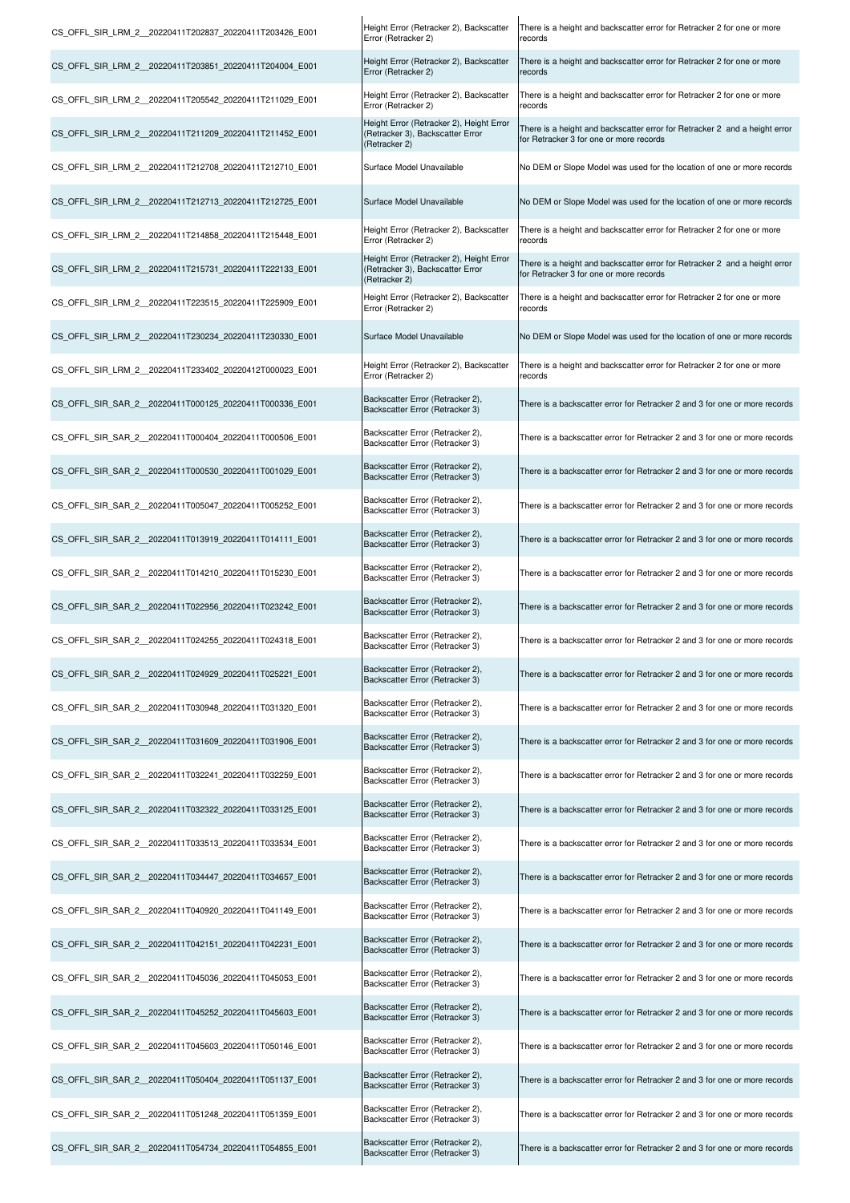| | | |
|---|---|---|
| CS_OFFL_SIR_LRM_2__20220411T202837_20220411T203426_E001 | Height Error (Retracker 2), Backscatter Error (Retracker 2) | There is a height and backscatter error for Retracker 2 for one or more records |
| CS_OFFL_SIR_LRM_2__20220411T203851_20220411T204004_E001 | Height Error (Retracker 2), Backscatter Error (Retracker 2) | There is a height and backscatter error for Retracker 2 for one or more records |
| CS_OFFL_SIR_LRM_2__20220411T205542_20220411T211029_E001 | Height Error (Retracker 2), Backscatter Error (Retracker 2) | There is a height and backscatter error for Retracker 2 for one or more records |
| CS_OFFL_SIR_LRM_2__20220411T211209_20220411T211452_E001 | Height Error (Retracker 2), Height Error (Retracker 3), Backscatter Error (Retracker 2) | There is a height and backscatter error for Retracker 2 and a height error for Retracker 3 for one or more records |
| CS_OFFL_SIR_LRM_2__20220411T212708_20220411T212710_E001 | Surface Model Unavailable | No DEM or Slope Model was used for the location of one or more records |
| CS_OFFL_SIR_LRM_2__20220411T212713_20220411T212725_E001 | Surface Model Unavailable | No DEM or Slope Model was used for the location of one or more records |
| CS_OFFL_SIR_LRM_2__20220411T214858_20220411T215448_E001 | Height Error (Retracker 2), Backscatter Error (Retracker 2) | There is a height and backscatter error for Retracker 2 for one or more records |
| CS_OFFL_SIR_LRM_2__20220411T215731_20220411T222133_E001 | Height Error (Retracker 2), Height Error (Retracker 3), Backscatter Error (Retracker 2) | There is a height and backscatter error for Retracker 2 and a height error for Retracker 3 for one or more records |
| CS_OFFL_SIR_LRM_2__20220411T223515_20220411T225909_E001 | Height Error (Retracker 2), Backscatter Error (Retracker 2) | There is a height and backscatter error for Retracker 2 for one or more records |
| CS_OFFL_SIR_LRM_2__20220411T230234_20220411T230330_E001 | Surface Model Unavailable | No DEM or Slope Model was used for the location of one or more records |
| CS_OFFL_SIR_LRM_2__20220411T233402_20220412T000023_E001 | Height Error (Retracker 2), Backscatter Error (Retracker 2) | There is a height and backscatter error for Retracker 2 for one or more records |
| CS_OFFL_SIR_SAR_2__20220411T000125_20220411T000336_E001 | Backscatter Error (Retracker 2), Backscatter Error (Retracker 3) | There is a backscatter error for Retracker 2 and 3 for one or more records |
| CS_OFFL_SIR_SAR_2__20220411T000404_20220411T000506_E001 | Backscatter Error (Retracker 2), Backscatter Error (Retracker 3) | There is a backscatter error for Retracker 2 and 3 for one or more records |
| CS_OFFL_SIR_SAR_2__20220411T000530_20220411T001029_E001 | Backscatter Error (Retracker 2), Backscatter Error (Retracker 3) | There is a backscatter error for Retracker 2 and 3 for one or more records |
| CS_OFFL_SIR_SAR_2__20220411T005047_20220411T005252_E001 | Backscatter Error (Retracker 2), Backscatter Error (Retracker 3) | There is a backscatter error for Retracker 2 and 3 for one or more records |
| CS_OFFL_SIR_SAR_2__20220411T013919_20220411T014111_E001 | Backscatter Error (Retracker 2), Backscatter Error (Retracker 3) | There is a backscatter error for Retracker 2 and 3 for one or more records |
| CS_OFFL_SIR_SAR_2__20220411T014210_20220411T015230_E001 | Backscatter Error (Retracker 2), Backscatter Error (Retracker 3) | There is a backscatter error for Retracker 2 and 3 for one or more records |
| CS_OFFL_SIR_SAR_2__20220411T022956_20220411T023242_E001 | Backscatter Error (Retracker 2), Backscatter Error (Retracker 3) | There is a backscatter error for Retracker 2 and 3 for one or more records |
| CS_OFFL_SIR_SAR_2__20220411T024255_20220411T024318_E001 | Backscatter Error (Retracker 2), Backscatter Error (Retracker 3) | There is a backscatter error for Retracker 2 and 3 for one or more records |
| CS_OFFL_SIR_SAR_2__20220411T024929_20220411T025221_E001 | Backscatter Error (Retracker 2), Backscatter Error (Retracker 3) | There is a backscatter error for Retracker 2 and 3 for one or more records |
| CS_OFFL_SIR_SAR_2__20220411T030948_20220411T031320_E001 | Backscatter Error (Retracker 2), Backscatter Error (Retracker 3) | There is a backscatter error for Retracker 2 and 3 for one or more records |
| CS_OFFL_SIR_SAR_2__20220411T031609_20220411T031906_E001 | Backscatter Error (Retracker 2), Backscatter Error (Retracker 3) | There is a backscatter error for Retracker 2 and 3 for one or more records |
| CS_OFFL_SIR_SAR_2__20220411T032241_20220411T032259_E001 | Backscatter Error (Retracker 2), Backscatter Error (Retracker 3) | There is a backscatter error for Retracker 2 and 3 for one or more records |
| CS_OFFL_SIR_SAR_2__20220411T032322_20220411T033125_E001 | Backscatter Error (Retracker 2), Backscatter Error (Retracker 3) | There is a backscatter error for Retracker 2 and 3 for one or more records |
| CS_OFFL_SIR_SAR_2__20220411T033513_20220411T033534_E001 | Backscatter Error (Retracker 2), Backscatter Error (Retracker 3) | There is a backscatter error for Retracker 2 and 3 for one or more records |
| CS_OFFL_SIR_SAR_2__20220411T034447_20220411T034657_E001 | Backscatter Error (Retracker 2), Backscatter Error (Retracker 3) | There is a backscatter error for Retracker 2 and 3 for one or more records |
| CS_OFFL_SIR_SAR_2__20220411T040920_20220411T041149_E001 | Backscatter Error (Retracker 2), Backscatter Error (Retracker 3) | There is a backscatter error for Retracker 2 and 3 for one or more records |
| CS_OFFL_SIR_SAR_2__20220411T042151_20220411T042231_E001 | Backscatter Error (Retracker 2), Backscatter Error (Retracker 3) | There is a backscatter error for Retracker 2 and 3 for one or more records |
| CS_OFFL_SIR_SAR_2__20220411T045036_20220411T045053_E001 | Backscatter Error (Retracker 2), Backscatter Error (Retracker 3) | There is a backscatter error for Retracker 2 and 3 for one or more records |
| CS_OFFL_SIR_SAR_2__20220411T045252_20220411T045603_E001 | Backscatter Error (Retracker 2), Backscatter Error (Retracker 3) | There is a backscatter error for Retracker 2 and 3 for one or more records |
| CS_OFFL_SIR_SAR_2__20220411T045603_20220411T050146_E001 | Backscatter Error (Retracker 2), Backscatter Error (Retracker 3) | There is a backscatter error for Retracker 2 and 3 for one or more records |
| CS_OFFL_SIR_SAR_2__20220411T050404_20220411T051137_E001 | Backscatter Error (Retracker 2), Backscatter Error (Retracker 3) | There is a backscatter error for Retracker 2 and 3 for one or more records |
| CS_OFFL_SIR_SAR_2__20220411T051248_20220411T051359_E001 | Backscatter Error (Retracker 2), Backscatter Error (Retracker 3) | There is a backscatter error for Retracker 2 and 3 for one or more records |
| CS_OFFL_SIR_SAR_2__20220411T054734_20220411T054855_E001 | Backscatter Error (Retracker 2), Backscatter Error (Retracker 3) | There is a backscatter error for Retracker 2 and 3 for one or more records |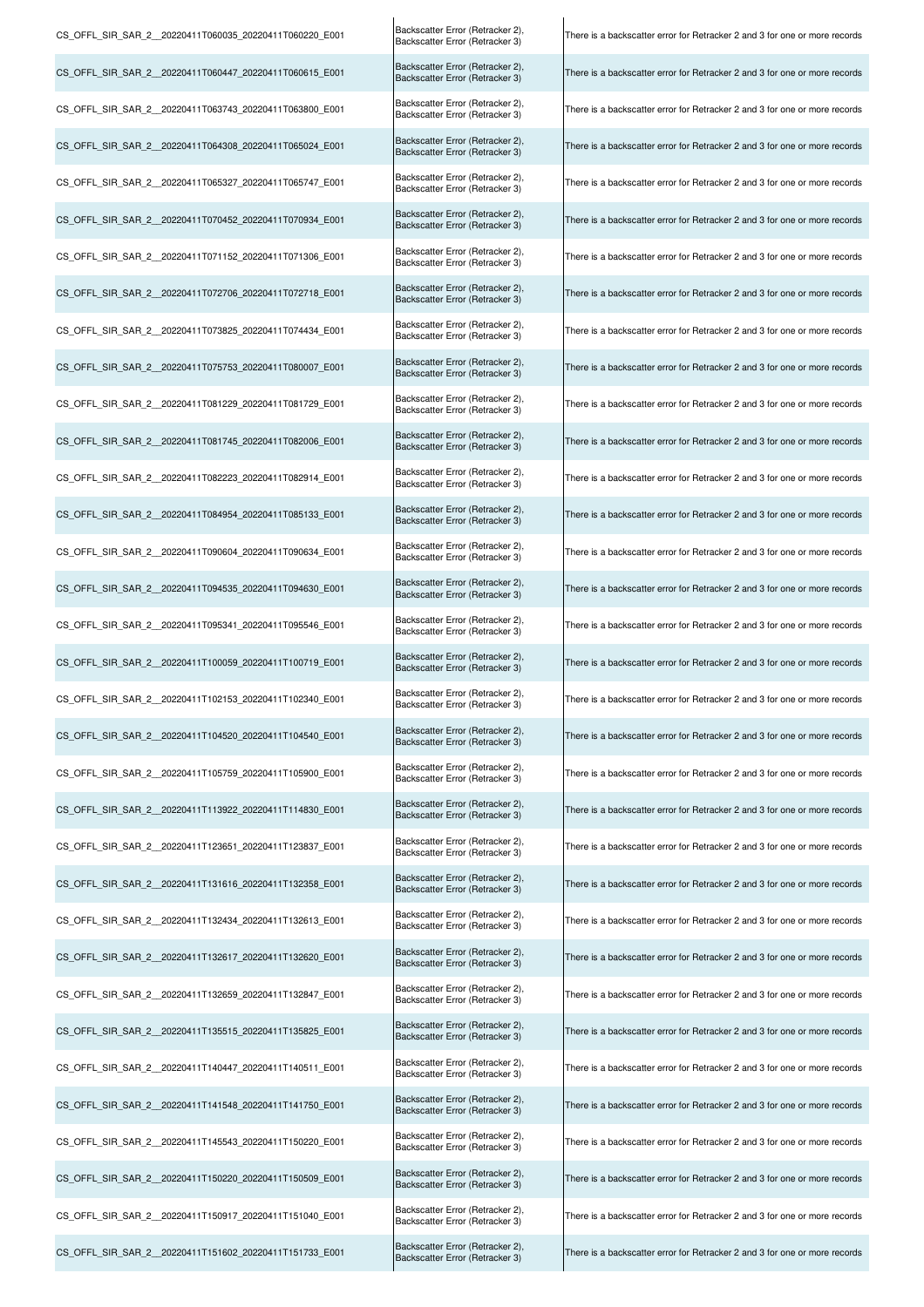| | | |
|---|---|---|
| CS_OFFL_SIR_SAR_2__20220411T060035_20220411T060220_E001 | Backscatter Error (Retracker 2), Backscatter Error (Retracker 3) | There is a backscatter error for Retracker 2 and 3 for one or more records |
| CS_OFFL_SIR_SAR_2__20220411T060447_20220411T060615_E001 | Backscatter Error (Retracker 2), Backscatter Error (Retracker 3) | There is a backscatter error for Retracker 2 and 3 for one or more records |
| CS_OFFL_SIR_SAR_2__20220411T063743_20220411T063800_E001 | Backscatter Error (Retracker 2), Backscatter Error (Retracker 3) | There is a backscatter error for Retracker 2 and 3 for one or more records |
| CS_OFFL_SIR_SAR_2__20220411T064308_20220411T065024_E001 | Backscatter Error (Retracker 2), Backscatter Error (Retracker 3) | There is a backscatter error for Retracker 2 and 3 for one or more records |
| CS_OFFL_SIR_SAR_2__20220411T065327_20220411T065747_E001 | Backscatter Error (Retracker 2), Backscatter Error (Retracker 3) | There is a backscatter error for Retracker 2 and 3 for one or more records |
| CS_OFFL_SIR_SAR_2__20220411T070452_20220411T070934_E001 | Backscatter Error (Retracker 2), Backscatter Error (Retracker 3) | There is a backscatter error for Retracker 2 and 3 for one or more records |
| CS_OFFL_SIR_SAR_2__20220411T071152_20220411T071306_E001 | Backscatter Error (Retracker 2), Backscatter Error (Retracker 3) | There is a backscatter error for Retracker 2 and 3 for one or more records |
| CS_OFFL_SIR_SAR_2__20220411T072706_20220411T072718_E001 | Backscatter Error (Retracker 2), Backscatter Error (Retracker 3) | There is a backscatter error for Retracker 2 and 3 for one or more records |
| CS_OFFL_SIR_SAR_2__20220411T073825_20220411T074434_E001 | Backscatter Error (Retracker 2), Backscatter Error (Retracker 3) | There is a backscatter error for Retracker 2 and 3 for one or more records |
| CS_OFFL_SIR_SAR_2__20220411T075753_20220411T080007_E001 | Backscatter Error (Retracker 2), Backscatter Error (Retracker 3) | There is a backscatter error for Retracker 2 and 3 for one or more records |
| CS_OFFL_SIR_SAR_2__20220411T081229_20220411T081729_E001 | Backscatter Error (Retracker 2), Backscatter Error (Retracker 3) | There is a backscatter error for Retracker 2 and 3 for one or more records |
| CS_OFFL_SIR_SAR_2__20220411T081745_20220411T082006_E001 | Backscatter Error (Retracker 2), Backscatter Error (Retracker 3) | There is a backscatter error for Retracker 2 and 3 for one or more records |
| CS_OFFL_SIR_SAR_2__20220411T082223_20220411T082914_E001 | Backscatter Error (Retracker 2), Backscatter Error (Retracker 3) | There is a backscatter error for Retracker 2 and 3 for one or more records |
| CS_OFFL_SIR_SAR_2__20220411T084954_20220411T085133_E001 | Backscatter Error (Retracker 2), Backscatter Error (Retracker 3) | There is a backscatter error for Retracker 2 and 3 for one or more records |
| CS_OFFL_SIR_SAR_2__20220411T090604_20220411T090634_E001 | Backscatter Error (Retracker 2), Backscatter Error (Retracker 3) | There is a backscatter error for Retracker 2 and 3 for one or more records |
| CS_OFFL_SIR_SAR_2__20220411T094535_20220411T094630_E001 | Backscatter Error (Retracker 2), Backscatter Error (Retracker 3) | There is a backscatter error for Retracker 2 and 3 for one or more records |
| CS_OFFL_SIR_SAR_2__20220411T095341_20220411T095546_E001 | Backscatter Error (Retracker 2), Backscatter Error (Retracker 3) | There is a backscatter error for Retracker 2 and 3 for one or more records |
| CS_OFFL_SIR_SAR_2__20220411T100059_20220411T100719_E001 | Backscatter Error (Retracker 2), Backscatter Error (Retracker 3) | There is a backscatter error for Retracker 2 and 3 for one or more records |
| CS_OFFL_SIR_SAR_2__20220411T102153_20220411T102340_E001 | Backscatter Error (Retracker 2), Backscatter Error (Retracker 3) | There is a backscatter error for Retracker 2 and 3 for one or more records |
| CS_OFFL_SIR_SAR_2__20220411T104520_20220411T104540_E001 | Backscatter Error (Retracker 2), Backscatter Error (Retracker 3) | There is a backscatter error for Retracker 2 and 3 for one or more records |
| CS_OFFL_SIR_SAR_2__20220411T105759_20220411T105900_E001 | Backscatter Error (Retracker 2), Backscatter Error (Retracker 3) | There is a backscatter error for Retracker 2 and 3 for one or more records |
| CS_OFFL_SIR_SAR_2__20220411T113922_20220411T114830_E001 | Backscatter Error (Retracker 2), Backscatter Error (Retracker 3) | There is a backscatter error for Retracker 2 and 3 for one or more records |
| CS_OFFL_SIR_SAR_2__20220411T123651_20220411T123837_E001 | Backscatter Error (Retracker 2), Backscatter Error (Retracker 3) | There is a backscatter error for Retracker 2 and 3 for one or more records |
| CS_OFFL_SIR_SAR_2__20220411T131616_20220411T132358_E001 | Backscatter Error (Retracker 2), Backscatter Error (Retracker 3) | There is a backscatter error for Retracker 2 and 3 for one or more records |
| CS_OFFL_SIR_SAR_2__20220411T132434_20220411T132613_E001 | Backscatter Error (Retracker 2), Backscatter Error (Retracker 3) | There is a backscatter error for Retracker 2 and 3 for one or more records |
| CS_OFFL_SIR_SAR_2__20220411T132617_20220411T132620_E001 | Backscatter Error (Retracker 2), Backscatter Error (Retracker 3) | There is a backscatter error for Retracker 2 and 3 for one or more records |
| CS_OFFL_SIR_SAR_2__20220411T132659_20220411T132847_E001 | Backscatter Error (Retracker 2), Backscatter Error (Retracker 3) | There is a backscatter error for Retracker 2 and 3 for one or more records |
| CS_OFFL_SIR_SAR_2__20220411T135515_20220411T135825_E001 | Backscatter Error (Retracker 2), Backscatter Error (Retracker 3) | There is a backscatter error for Retracker 2 and 3 for one or more records |
| CS_OFFL_SIR_SAR_2__20220411T140447_20220411T140511_E001 | Backscatter Error (Retracker 2), Backscatter Error (Retracker 3) | There is a backscatter error for Retracker 2 and 3 for one or more records |
| CS_OFFL_SIR_SAR_2__20220411T141548_20220411T141750_E001 | Backscatter Error (Retracker 2), Backscatter Error (Retracker 3) | There is a backscatter error for Retracker 2 and 3 for one or more records |
| CS_OFFL_SIR_SAR_2__20220411T145543_20220411T150220_E001 | Backscatter Error (Retracker 2), Backscatter Error (Retracker 3) | There is a backscatter error for Retracker 2 and 3 for one or more records |
| CS_OFFL_SIR_SAR_2__20220411T150220_20220411T150509_E001 | Backscatter Error (Retracker 2), Backscatter Error (Retracker 3) | There is a backscatter error for Retracker 2 and 3 for one or more records |
| CS_OFFL_SIR_SAR_2__20220411T150917_20220411T151040_E001 | Backscatter Error (Retracker 2), Backscatter Error (Retracker 3) | There is a backscatter error for Retracker 2 and 3 for one or more records |
| CS_OFFL_SIR_SAR_2__20220411T151602_20220411T151733_E001 | Backscatter Error (Retracker 2), Backscatter Error (Retracker 3) | There is a backscatter error for Retracker 2 and 3 for one or more records |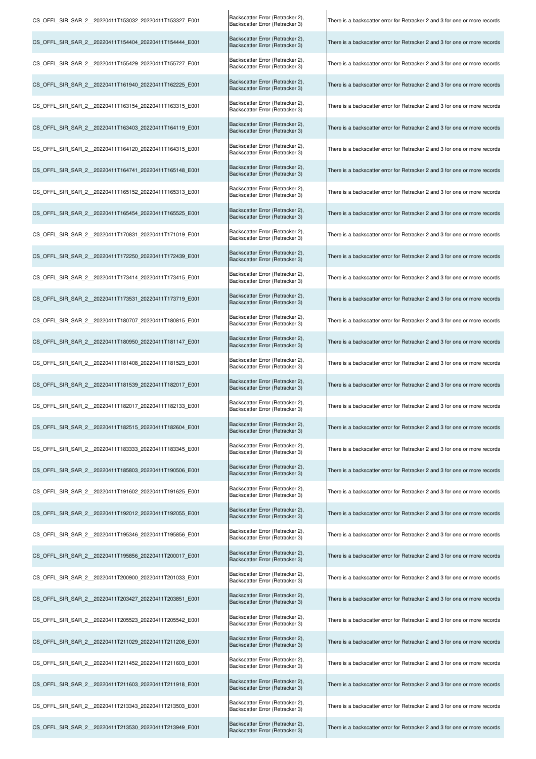| | | |
|---|---|---|
| CS_OFFL_SIR_SAR_2__20220411T153032_20220411T153327_E001 | Backscatter Error (Retracker 2), Backscatter Error (Retracker 3) | There is a backscatter error for Retracker 2 and 3 for one or more records |
| CS_OFFL_SIR_SAR_2__20220411T154404_20220411T154444_E001 | Backscatter Error (Retracker 2), Backscatter Error (Retracker 3) | There is a backscatter error for Retracker 2 and 3 for one or more records |
| CS_OFFL_SIR_SAR_2__20220411T155429_20220411T155727_E001 | Backscatter Error (Retracker 2), Backscatter Error (Retracker 3) | There is a backscatter error for Retracker 2 and 3 for one or more records |
| CS_OFFL_SIR_SAR_2__20220411T161940_20220411T162225_E001 | Backscatter Error (Retracker 2), Backscatter Error (Retracker 3) | There is a backscatter error for Retracker 2 and 3 for one or more records |
| CS_OFFL_SIR_SAR_2__20220411T163154_20220411T163315_E001 | Backscatter Error (Retracker 2), Backscatter Error (Retracker 3) | There is a backscatter error for Retracker 2 and 3 for one or more records |
| CS_OFFL_SIR_SAR_2__20220411T163403_20220411T164119_E001 | Backscatter Error (Retracker 2), Backscatter Error (Retracker 3) | There is a backscatter error for Retracker 2 and 3 for one or more records |
| CS_OFFL_SIR_SAR_2__20220411T164120_20220411T164315_E001 | Backscatter Error (Retracker 2), Backscatter Error (Retracker 3) | There is a backscatter error for Retracker 2 and 3 for one or more records |
| CS_OFFL_SIR_SAR_2__20220411T164741_20220411T165148_E001 | Backscatter Error (Retracker 2), Backscatter Error (Retracker 3) | There is a backscatter error for Retracker 2 and 3 for one or more records |
| CS_OFFL_SIR_SAR_2__20220411T165152_20220411T165313_E001 | Backscatter Error (Retracker 2), Backscatter Error (Retracker 3) | There is a backscatter error for Retracker 2 and 3 for one or more records |
| CS_OFFL_SIR_SAR_2__20220411T165454_20220411T165525_E001 | Backscatter Error (Retracker 2), Backscatter Error (Retracker 3) | There is a backscatter error for Retracker 2 and 3 for one or more records |
| CS_OFFL_SIR_SAR_2__20220411T170831_20220411T171019_E001 | Backscatter Error (Retracker 2), Backscatter Error (Retracker 3) | There is a backscatter error for Retracker 2 and 3 for one or more records |
| CS_OFFL_SIR_SAR_2__20220411T172250_20220411T172439_E001 | Backscatter Error (Retracker 2), Backscatter Error (Retracker 3) | There is a backscatter error for Retracker 2 and 3 for one or more records |
| CS_OFFL_SIR_SAR_2__20220411T173414_20220411T173415_E001 | Backscatter Error (Retracker 2), Backscatter Error (Retracker 3) | There is a backscatter error for Retracker 2 and 3 for one or more records |
| CS_OFFL_SIR_SAR_2__20220411T173531_20220411T173719_E001 | Backscatter Error (Retracker 2), Backscatter Error (Retracker 3) | There is a backscatter error for Retracker 2 and 3 for one or more records |
| CS_OFFL_SIR_SAR_2__20220411T180707_20220411T180815_E001 | Backscatter Error (Retracker 2), Backscatter Error (Retracker 3) | There is a backscatter error for Retracker 2 and 3 for one or more records |
| CS_OFFL_SIR_SAR_2__20220411T180950_20220411T181147_E001 | Backscatter Error (Retracker 2), Backscatter Error (Retracker 3) | There is a backscatter error for Retracker 2 and 3 for one or more records |
| CS_OFFL_SIR_SAR_2__20220411T181408_20220411T181523_E001 | Backscatter Error (Retracker 2), Backscatter Error (Retracker 3) | There is a backscatter error for Retracker 2 and 3 for one or more records |
| CS_OFFL_SIR_SAR_2__20220411T181539_20220411T182017_E001 | Backscatter Error (Retracker 2), Backscatter Error (Retracker 3) | There is a backscatter error for Retracker 2 and 3 for one or more records |
| CS_OFFL_SIR_SAR_2__20220411T182017_20220411T182133_E001 | Backscatter Error (Retracker 2), Backscatter Error (Retracker 3) | There is a backscatter error for Retracker 2 and 3 for one or more records |
| CS_OFFL_SIR_SAR_2__20220411T182515_20220411T182604_E001 | Backscatter Error (Retracker 2), Backscatter Error (Retracker 3) | There is a backscatter error for Retracker 2 and 3 for one or more records |
| CS_OFFL_SIR_SAR_2__20220411T183333_20220411T183345_E001 | Backscatter Error (Retracker 2), Backscatter Error (Retracker 3) | There is a backscatter error for Retracker 2 and 3 for one or more records |
| CS_OFFL_SIR_SAR_2__20220411T185803_20220411T190506_E001 | Backscatter Error (Retracker 2), Backscatter Error (Retracker 3) | There is a backscatter error for Retracker 2 and 3 for one or more records |
| CS_OFFL_SIR_SAR_2__20220411T191602_20220411T191625_E001 | Backscatter Error (Retracker 2), Backscatter Error (Retracker 3) | There is a backscatter error for Retracker 2 and 3 for one or more records |
| CS_OFFL_SIR_SAR_2__20220411T192012_20220411T192055_E001 | Backscatter Error (Retracker 2), Backscatter Error (Retracker 3) | There is a backscatter error for Retracker 2 and 3 for one or more records |
| CS_OFFL_SIR_SAR_2__20220411T195346_20220411T195856_E001 | Backscatter Error (Retracker 2), Backscatter Error (Retracker 3) | There is a backscatter error for Retracker 2 and 3 for one or more records |
| CS_OFFL_SIR_SAR_2__20220411T195856_20220411T200017_E001 | Backscatter Error (Retracker 2), Backscatter Error (Retracker 3) | There is a backscatter error for Retracker 2 and 3 for one or more records |
| CS_OFFL_SIR_SAR_2__20220411T200900_20220411T201033_E001 | Backscatter Error (Retracker 2), Backscatter Error (Retracker 3) | There is a backscatter error for Retracker 2 and 3 for one or more records |
| CS_OFFL_SIR_SAR_2__20220411T203427_20220411T203851_E001 | Backscatter Error (Retracker 2), Backscatter Error (Retracker 3) | There is a backscatter error for Retracker 2 and 3 for one or more records |
| CS_OFFL_SIR_SAR_2__20220411T205523_20220411T205542_E001 | Backscatter Error (Retracker 2), Backscatter Error (Retracker 3) | There is a backscatter error for Retracker 2 and 3 for one or more records |
| CS_OFFL_SIR_SAR_2__20220411T211029_20220411T211208_E001 | Backscatter Error (Retracker 2), Backscatter Error (Retracker 3) | There is a backscatter error for Retracker 2 and 3 for one or more records |
| CS_OFFL_SIR_SAR_2__20220411T211452_20220411T211603_E001 | Backscatter Error (Retracker 2), Backscatter Error (Retracker 3) | There is a backscatter error for Retracker 2 and 3 for one or more records |
| CS_OFFL_SIR_SAR_2__20220411T211603_20220411T211918_E001 | Backscatter Error (Retracker 2), Backscatter Error (Retracker 3) | There is a backscatter error for Retracker 2 and 3 for one or more records |
| CS_OFFL_SIR_SAR_2__20220411T213343_20220411T213503_E001 | Backscatter Error (Retracker 2), Backscatter Error (Retracker 3) | There is a backscatter error for Retracker 2 and 3 for one or more records |
| CS_OFFL_SIR_SAR_2__20220411T213530_20220411T213949_E001 | Backscatter Error (Retracker 2), Backscatter Error (Retracker 3) | There is a backscatter error for Retracker 2 and 3 for one or more records |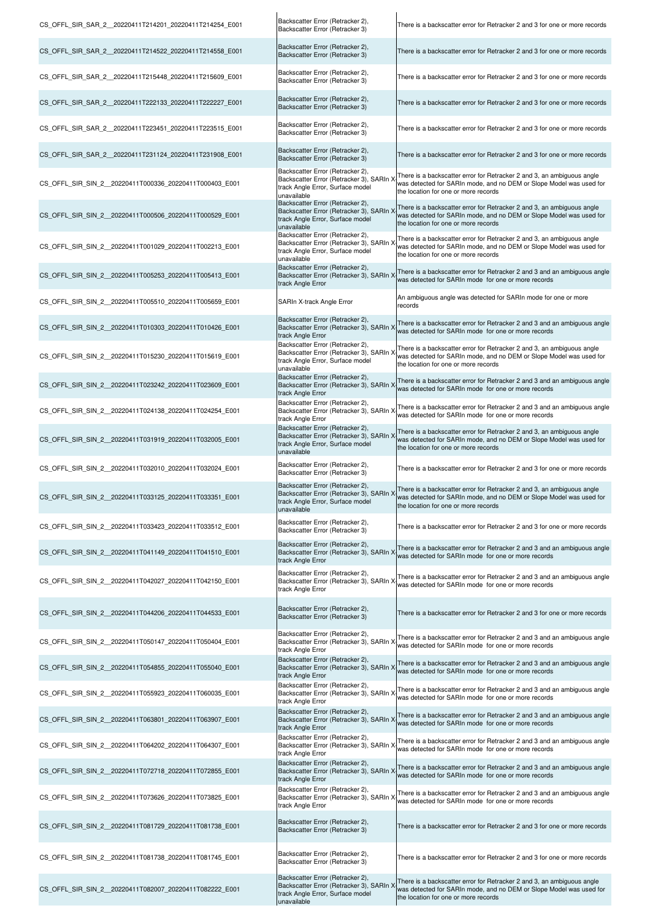| | | |
|---|---|---|
| CS_OFFL_SIR_SAR_2__20220411T214201_20220411T214254_E001 | Backscatter Error (Retracker 2), Backscatter Error (Retracker 3) | There is a backscatter error for Retracker 2 and 3 for one or more records |
| CS_OFFL_SIR_SAR_2__20220411T214522_20220411T214558_E001 | Backscatter Error (Retracker 2), Backscatter Error (Retracker 3) | There is a backscatter error for Retracker 2 and 3 for one or more records |
| CS_OFFL_SIR_SAR_2__20220411T215448_20220411T215609_E001 | Backscatter Error (Retracker 2), Backscatter Error (Retracker 3) | There is a backscatter error for Retracker 2 and 3 for one or more records |
| CS_OFFL_SIR_SAR_2__20220411T222133_20220411T222227_E001 | Backscatter Error (Retracker 2), Backscatter Error (Retracker 3) | There is a backscatter error for Retracker 2 and 3 for one or more records |
| CS_OFFL_SIR_SAR_2__20220411T223451_20220411T223515_E001 | Backscatter Error (Retracker 2), Backscatter Error (Retracker 3) | There is a backscatter error for Retracker 2 and 3 for one or more records |
| CS_OFFL_SIR_SAR_2__20220411T231124_20220411T231908_E001 | Backscatter Error (Retracker 2), Backscatter Error (Retracker 3) | There is a backscatter error for Retracker 2 and 3 for one or more records |
| CS_OFFL_SIR_SIN_2__20220411T000336_20220411T000403_E001 | Backscatter Error (Retracker 2), Backscatter Error (Retracker 3), SARIn X track Angle Error, Surface model unavailable | There is a backscatter error for Retracker 2 and 3, an ambiguous angle was detected for SARIn mode, and no DEM or Slope Model was used for the location for one or more records |
| CS_OFFL_SIR_SIN_2__20220411T000506_20220411T000529_E001 | Backscatter Error (Retracker 2), Backscatter Error (Retracker 3), SARIn X track Angle Error, Surface model unavailable | There is a backscatter error for Retracker 2 and 3, an ambiguous angle was detected for SARIn mode, and no DEM or Slope Model was used for the location for one or more records |
| CS_OFFL_SIR_SIN_2__20220411T001029_20220411T002213_E001 | Backscatter Error (Retracker 2), Backscatter Error (Retracker 3), SARIn X track Angle Error, Surface model unavailable | There is a backscatter error for Retracker 2 and 3, an ambiguous angle was detected for SARIn mode, and no DEM or Slope Model was used for the location for one or more records |
| CS_OFFL_SIR_SIN_2__20220411T005253_20220411T005413_E001 | Backscatter Error (Retracker 2), Backscatter Error (Retracker 3), SARIn X track Angle Error | There is a backscatter error for Retracker 2 and 3 and an ambiguous angle was detected for SARIn mode for one or more records |
| CS_OFFL_SIR_SIN_2__20220411T005510_20220411T005659_E001 | SARIn X-track Angle Error | An ambiguous angle was detected for SARIn mode for one or more records |
| CS_OFFL_SIR_SIN_2__20220411T010303_20220411T010426_E001 | Backscatter Error (Retracker 2), Backscatter Error (Retracker 3), SARIn X track Angle Error | There is a backscatter error for Retracker 2 and 3 and an ambiguous angle was detected for SARIn mode for one or more records |
| CS_OFFL_SIR_SIN_2__20220411T015230_20220411T015619_E001 | Backscatter Error (Retracker 2), Backscatter Error (Retracker 3), SARIn X track Angle Error, Surface model unavailable | There is a backscatter error for Retracker 2 and 3, an ambiguous angle was detected for SARIn mode, and no DEM or Slope Model was used for the location for one or more records |
| CS_OFFL_SIR_SIN_2__20220411T023242_20220411T023609_E001 | Backscatter Error (Retracker 2), Backscatter Error (Retracker 3), SARIn X track Angle Error | There is a backscatter error for Retracker 2 and 3 and an ambiguous angle was detected for SARIn mode for one or more records |
| CS_OFFL_SIR_SIN_2__20220411T024138_20220411T024254_E001 | Backscatter Error (Retracker 2), Backscatter Error (Retracker 3), SARIn X track Angle Error | There is a backscatter error for Retracker 2 and 3 and an ambiguous angle was detected for SARIn mode for one or more records |
| CS_OFFL_SIR_SIN_2__20220411T031919_20220411T032005_E001 | Backscatter Error (Retracker 2), Backscatter Error (Retracker 3), SARIn X track Angle Error, Surface model unavailable | There is a backscatter error for Retracker 2 and 3, an ambiguous angle was detected for SARIn mode, and no DEM or Slope Model was used for the location for one or more records |
| CS_OFFL_SIR_SIN_2__20220411T032010_20220411T032024_E001 | Backscatter Error (Retracker 2), Backscatter Error (Retracker 3) | There is a backscatter error for Retracker 2 and 3 for one or more records |
| CS_OFFL_SIR_SIN_2__20220411T033125_20220411T033351_E001 | Backscatter Error (Retracker 2), Backscatter Error (Retracker 3), SARIn X track Angle Error, Surface model unavailable | There is a backscatter error for Retracker 2 and 3, an ambiguous angle was detected for SARIn mode, and no DEM or Slope Model was used for the location for one or more records |
| CS_OFFL_SIR_SIN_2__20220411T033423_20220411T033512_E001 | Backscatter Error (Retracker 2), Backscatter Error (Retracker 3) | There is a backscatter error for Retracker 2 and 3 for one or more records |
| CS_OFFL_SIR_SIN_2__20220411T041149_20220411T041510_E001 | Backscatter Error (Retracker 2), Backscatter Error (Retracker 3), SARIn X track Angle Error | There is a backscatter error for Retracker 2 and 3 and an ambiguous angle was detected for SARIn mode for one or more records |
| CS_OFFL_SIR_SIN_2__20220411T042027_20220411T042150_E001 | Backscatter Error (Retracker 2), Backscatter Error (Retracker 3), SARIn X track Angle Error | There is a backscatter error for Retracker 2 and 3 and an ambiguous angle was detected for SARIn mode for one or more records |
| CS_OFFL_SIR_SIN_2__20220411T044206_20220411T044533_E001 | Backscatter Error (Retracker 2), Backscatter Error (Retracker 3) | There is a backscatter error for Retracker 2 and 3 for one or more records |
| CS_OFFL_SIR_SIN_2__20220411T050147_20220411T050404_E001 | Backscatter Error (Retracker 2), Backscatter Error (Retracker 3), SARIn X track Angle Error | There is a backscatter error for Retracker 2 and 3 and an ambiguous angle was detected for SARIn mode for one or more records |
| CS_OFFL_SIR_SIN_2__20220411T054855_20220411T055040_E001 | Backscatter Error (Retracker 2), Backscatter Error (Retracker 3), SARIn X track Angle Error | There is a backscatter error for Retracker 2 and 3 and an ambiguous angle was detected for SARIn mode for one or more records |
| CS_OFFL_SIR_SIN_2__20220411T055923_20220411T060035_E001 | Backscatter Error (Retracker 2), Backscatter Error (Retracker 3), SARIn X track Angle Error | There is a backscatter error for Retracker 2 and 3 and an ambiguous angle was detected for SARIn mode for one or more records |
| CS_OFFL_SIR_SIN_2__20220411T063801_20220411T063907_E001 | Backscatter Error (Retracker 2), Backscatter Error (Retracker 3), SARIn X track Angle Error | There is a backscatter error for Retracker 2 and 3 and an ambiguous angle was detected for SARIn mode for one or more records |
| CS_OFFL_SIR_SIN_2__20220411T064202_20220411T064307_E001 | Backscatter Error (Retracker 2), Backscatter Error (Retracker 3), SARIn X track Angle Error | There is a backscatter error for Retracker 2 and 3 and an ambiguous angle was detected for SARIn mode for one or more records |
| CS_OFFL_SIR_SIN_2__20220411T072718_20220411T072855_E001 | Backscatter Error (Retracker 2), Backscatter Error (Retracker 3), SARIn X track Angle Error | There is a backscatter error for Retracker 2 and 3 and an ambiguous angle was detected for SARIn mode for one or more records |
| CS_OFFL_SIR_SIN_2__20220411T073626_20220411T073825_E001 | Backscatter Error (Retracker 2), Backscatter Error (Retracker 3), SARIn X track Angle Error | There is a backscatter error for Retracker 2 and 3 and an ambiguous angle was detected for SARIn mode for one or more records |
| CS_OFFL_SIR_SIN_2__20220411T081729_20220411T081738_E001 | Backscatter Error (Retracker 2), Backscatter Error (Retracker 3) | There is a backscatter error for Retracker 2 and 3 for one or more records |
| CS_OFFL_SIR_SIN_2__20220411T081738_20220411T081745_E001 | Backscatter Error (Retracker 2), Backscatter Error (Retracker 3) | There is a backscatter error for Retracker 2 and 3 for one or more records |
| CS_OFFL_SIR_SIN_2__20220411T082007_20220411T082222_E001 | Backscatter Error (Retracker 2), Backscatter Error (Retracker 3), SARIn X track Angle Error, Surface model unavailable | There is a backscatter error for Retracker 2 and 3, an ambiguous angle was detected for SARIn mode, and no DEM or Slope Model was used for the location for one or more records |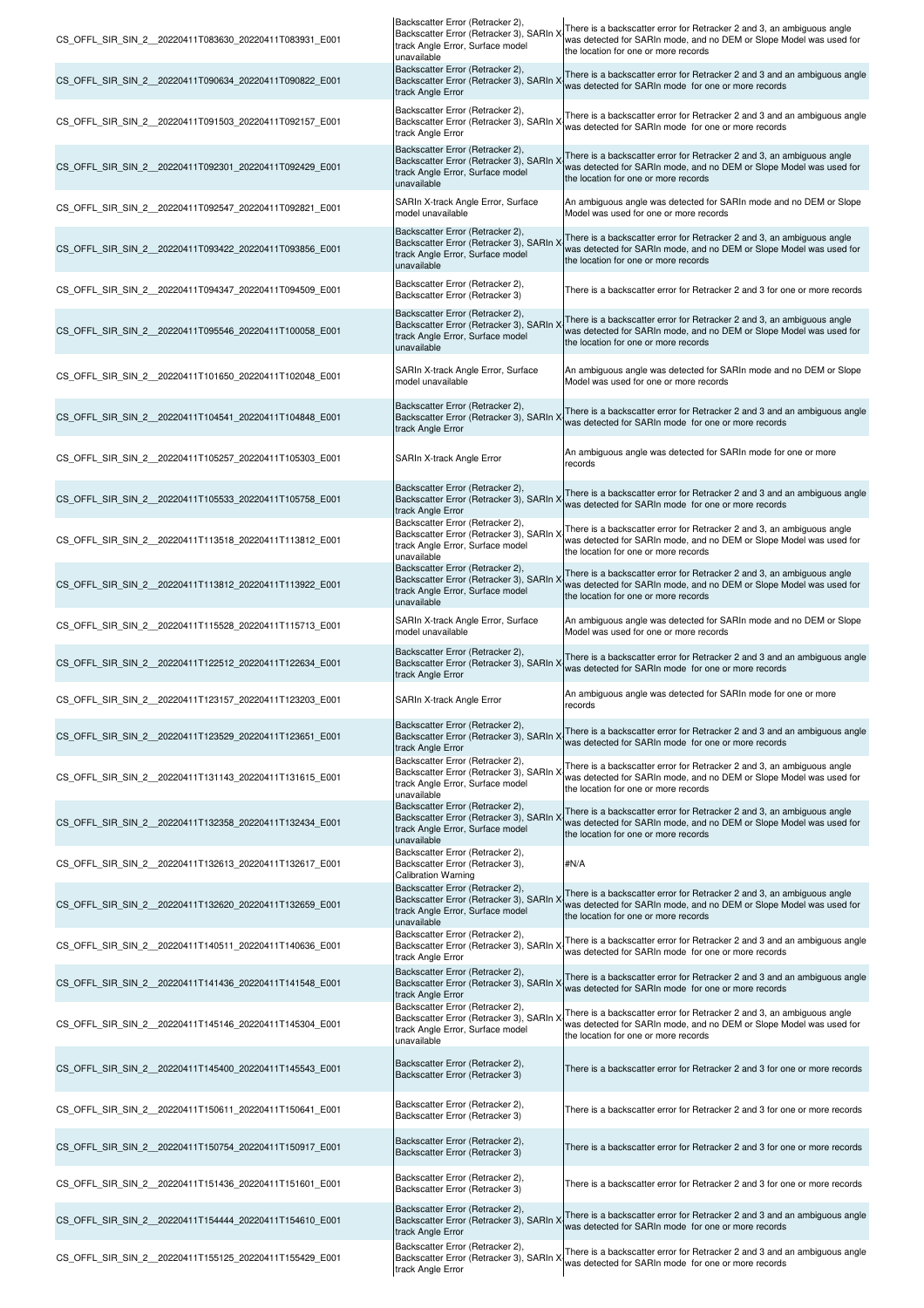| | | |
|---|---|---|
| CS_OFFL_SIR_SIN_2__20220411T083630_20220411T083931_E001 | Backscatter Error (Retracker 2), Backscatter Error (Retracker 3), SARIn X track Angle Error, Surface model unavailable | There is a backscatter error for Retracker 2 and 3, an ambiguous angle was detected for SARIn mode, and no DEM or Slope Model was used for the location for one or more records |
| CS_OFFL_SIR_SIN_2__20220411T090634_20220411T090822_E001 | Backscatter Error (Retracker 2), Backscatter Error (Retracker 3), SARIn X track Angle Error | There is a backscatter error for Retracker 2 and 3 and an ambiguous angle was detected for SARIn mode for one or more records |
| CS_OFFL_SIR_SIN_2__20220411T091503_20220411T092157_E001 | Backscatter Error (Retracker 2), Backscatter Error (Retracker 3), SARIn X track Angle Error | There is a backscatter error for Retracker 2 and 3 and an ambiguous angle was detected for SARIn mode for one or more records |
| CS_OFFL_SIR_SIN_2__20220411T092301_20220411T092429_E001 | Backscatter Error (Retracker 2), Backscatter Error (Retracker 3), SARIn X track Angle Error, Surface model unavailable | There is a backscatter error for Retracker 2 and 3, an ambiguous angle was detected for SARIn mode, and no DEM or Slope Model was used for the location for one or more records |
| CS_OFFL_SIR_SIN_2__20220411T092547_20220411T092821_E001 | SARIn X-track Angle Error, Surface model unavailable | An ambiguous angle was detected for SARIn mode and no DEM or Slope Model was used for one or more records |
| CS_OFFL_SIR_SIN_2__20220411T093422_20220411T093856_E001 | Backscatter Error (Retracker 2), Backscatter Error (Retracker 3), SARIn X track Angle Error, Surface model unavailable | There is a backscatter error for Retracker 2 and 3, an ambiguous angle was detected for SARIn mode, and no DEM or Slope Model was used for the location for one or more records |
| CS_OFFL_SIR_SIN_2__20220411T094347_20220411T094509_E001 | Backscatter Error (Retracker 2), Backscatter Error (Retracker 3) | There is a backscatter error for Retracker 2 and 3 for one or more records |
| CS_OFFL_SIR_SIN_2__20220411T095546_20220411T100058_E001 | Backscatter Error (Retracker 2), Backscatter Error (Retracker 3), SARIn X track Angle Error, Surface model unavailable | There is a backscatter error for Retracker 2 and 3, an ambiguous angle was detected for SARIn mode, and no DEM or Slope Model was used for the location for one or more records |
| CS_OFFL_SIR_SIN_2__20220411T101650_20220411T102048_E001 | SARIn X-track Angle Error, Surface model unavailable | An ambiguous angle was detected for SARIn mode and no DEM or Slope Model was used for one or more records |
| CS_OFFL_SIR_SIN_2__20220411T104541_20220411T104848_E001 | Backscatter Error (Retracker 2), Backscatter Error (Retracker 3), SARIn X track Angle Error | There is a backscatter error for Retracker 2 and 3 and an ambiguous angle was detected for SARIn mode for one or more records |
| CS_OFFL_SIR_SIN_2__20220411T105257_20220411T105303_E001 | SARIn X-track Angle Error | An ambiguous angle was detected for SARIn mode for one or more records |
| CS_OFFL_SIR_SIN_2__20220411T105533_20220411T105758_E001 | Backscatter Error (Retracker 2), Backscatter Error (Retracker 3), SARIn X track Angle Error | There is a backscatter error for Retracker 2 and 3 and an ambiguous angle was detected for SARIn mode for one or more records |
| CS_OFFL_SIR_SIN_2__20220411T113518_20220411T113812_E001 | Backscatter Error (Retracker 2), Backscatter Error (Retracker 3), SARIn X track Angle Error, Surface model unavailable | There is a backscatter error for Retracker 2 and 3, an ambiguous angle was detected for SARIn mode, and no DEM or Slope Model was used for the location for one or more records |
| CS_OFFL_SIR_SIN_2__20220411T113812_20220411T113922_E001 | Backscatter Error (Retracker 2), Backscatter Error (Retracker 3), SARIn X track Angle Error, Surface model unavailable | There is a backscatter error for Retracker 2 and 3, an ambiguous angle was detected for SARIn mode, and no DEM or Slope Model was used for the location for one or more records |
| CS_OFFL_SIR_SIN_2__20220411T115528_20220411T115713_E001 | SARIn X-track Angle Error, Surface model unavailable | An ambiguous angle was detected for SARIn mode and no DEM or Slope Model was used for one or more records |
| CS_OFFL_SIR_SIN_2__20220411T122512_20220411T122634_E001 | Backscatter Error (Retracker 2), Backscatter Error (Retracker 3), SARIn X track Angle Error | There is a backscatter error for Retracker 2 and 3 and an ambiguous angle was detected for SARIn mode for one or more records |
| CS_OFFL_SIR_SIN_2__20220411T123157_20220411T123203_E001 | SARIn X-track Angle Error | An ambiguous angle was detected for SARIn mode for one or more records |
| CS_OFFL_SIR_SIN_2__20220411T123529_20220411T123651_E001 | Backscatter Error (Retracker 2), Backscatter Error (Retracker 3), SARIn X track Angle Error | There is a backscatter error for Retracker 2 and 3 and an ambiguous angle was detected for SARIn mode for one or more records |
| CS_OFFL_SIR_SIN_2__20220411T131143_20220411T131615_E001 | Backscatter Error (Retracker 2), Backscatter Error (Retracker 3), SARIn X track Angle Error, Surface model unavailable | There is a backscatter error for Retracker 2 and 3, an ambiguous angle was detected for SARIn mode, and no DEM or Slope Model was used for the location for one or more records |
| CS_OFFL_SIR_SIN_2__20220411T132358_20220411T132434_E001 | Backscatter Error (Retracker 2), Backscatter Error (Retracker 3), SARIn X track Angle Error, Surface model unavailable | There is a backscatter error for Retracker 2 and 3, an ambiguous angle was detected for SARIn mode, and no DEM or Slope Model was used for the location for one or more records |
| CS_OFFL_SIR_SIN_2__20220411T132613_20220411T132617_E001 | Backscatter Error (Retracker 2), Backscatter Error (Retracker 3), Calibration Warning | #N/A |
| CS_OFFL_SIR_SIN_2__20220411T132620_20220411T132659_E001 | Backscatter Error (Retracker 2), Backscatter Error (Retracker 3), SARIn X track Angle Error, Surface model unavailable | There is a backscatter error for Retracker 2 and 3, an ambiguous angle was detected for SARIn mode, and no DEM or Slope Model was used for the location for one or more records |
| CS_OFFL_SIR_SIN_2__20220411T140511_20220411T140636_E001 | Backscatter Error (Retracker 2), Backscatter Error (Retracker 3), SARIn X track Angle Error | There is a backscatter error for Retracker 2 and 3 and an ambiguous angle was detected for SARIn mode for one or more records |
| CS_OFFL_SIR_SIN_2__20220411T141436_20220411T141548_E001 | Backscatter Error (Retracker 2), Backscatter Error (Retracker 3), SARIn X track Angle Error | There is a backscatter error for Retracker 2 and 3 and an ambiguous angle was detected for SARIn mode for one or more records |
| CS_OFFL_SIR_SIN_2__20220411T145146_20220411T145304_E001 | Backscatter Error (Retracker 2), Backscatter Error (Retracker 3), SARIn X track Angle Error, Surface model unavailable | There is a backscatter error for Retracker 2 and 3, an ambiguous angle was detected for SARIn mode, and no DEM or Slope Model was used for the location for one or more records |
| CS_OFFL_SIR_SIN_2__20220411T145400_20220411T145543_E001 | Backscatter Error (Retracker 2), Backscatter Error (Retracker 3) | There is a backscatter error for Retracker 2 and 3 for one or more records |
| CS_OFFL_SIR_SIN_2__20220411T150611_20220411T150641_E001 | Backscatter Error (Retracker 2), Backscatter Error (Retracker 3) | There is a backscatter error for Retracker 2 and 3 for one or more records |
| CS_OFFL_SIR_SIN_2__20220411T150754_20220411T150917_E001 | Backscatter Error (Retracker 2), Backscatter Error (Retracker 3) | There is a backscatter error for Retracker 2 and 3 for one or more records |
| CS_OFFL_SIR_SIN_2__20220411T151436_20220411T151601_E001 | Backscatter Error (Retracker 2), Backscatter Error (Retracker 3) | There is a backscatter error for Retracker 2 and 3 for one or more records |
| CS_OFFL_SIR_SIN_2__20220411T154444_20220411T154610_E001 | Backscatter Error (Retracker 2), Backscatter Error (Retracker 3), SARIn X track Angle Error | There is a backscatter error for Retracker 2 and 3 and an ambiguous angle was detected for SARIn mode for one or more records |
| CS_OFFL_SIR_SIN_2__20220411T155125_20220411T155429_E001 | Backscatter Error (Retracker 2), Backscatter Error (Retracker 3), SARIn X track Angle Error | There is a backscatter error for Retracker 2 and 3 and an ambiguous angle was detected for SARIn mode for one or more records |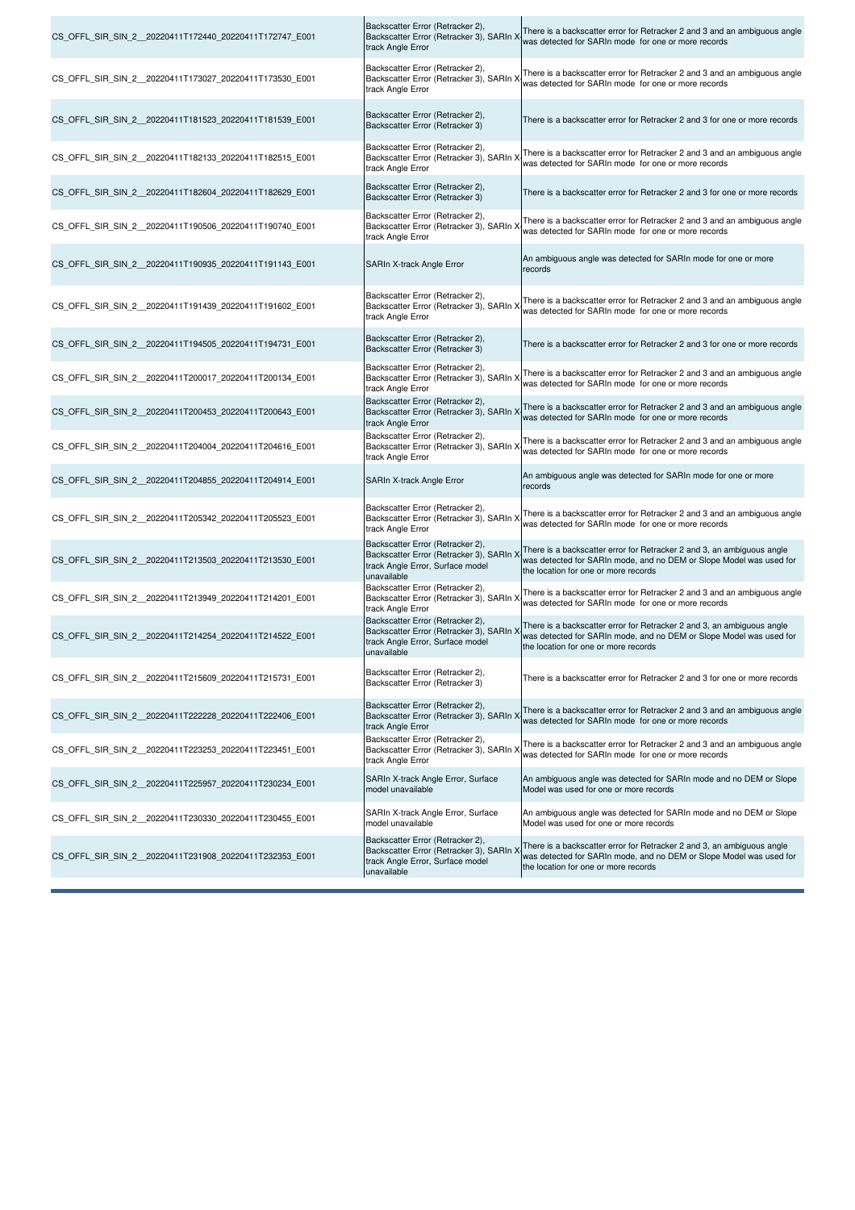| | | |
|---|---|---|
| CS_OFFL_SIR_SIN_2__20220411T172440_20220411T172747_E001 | Backscatter Error (Retracker 2), Backscatter Error (Retracker 3), SARIn X track Angle Error | There is a backscatter error for Retracker 2 and 3 and an ambiguous angle was detected for SARIn mode for one or more records |
| CS_OFFL_SIR_SIN_2__20220411T173027_20220411T173530_E001 | Backscatter Error (Retracker 2), Backscatter Error (Retracker 3), SARIn X track Angle Error | There is a backscatter error for Retracker 2 and 3 and an ambiguous angle was detected for SARIn mode for one or more records |
| CS_OFFL_SIR_SIN_2__20220411T181523_20220411T181539_E001 | Backscatter Error (Retracker 2), Backscatter Error (Retracker 3) | There is a backscatter error for Retracker 2 and 3 for one or more records |
| CS_OFFL_SIR_SIN_2__20220411T182133_20220411T182515_E001 | Backscatter Error (Retracker 2), Backscatter Error (Retracker 3), SARIn X track Angle Error | There is a backscatter error for Retracker 2 and 3 and an ambiguous angle was detected for SARIn mode for one or more records |
| CS_OFFL_SIR_SIN_2__20220411T182604_20220411T182629_E001 | Backscatter Error (Retracker 2), Backscatter Error (Retracker 3) | There is a backscatter error for Retracker 2 and 3 for one or more records |
| CS_OFFL_SIR_SIN_2__20220411T190506_20220411T190740_E001 | Backscatter Error (Retracker 2), Backscatter Error (Retracker 3), SARIn X track Angle Error | There is a backscatter error for Retracker 2 and 3 and an ambiguous angle was detected for SARIn mode for one or more records |
| CS_OFFL_SIR_SIN_2__20220411T190935_20220411T191143_E001 | SARIn X-track Angle Error | An ambiguous angle was detected for SARIn mode for one or more records |
| CS_OFFL_SIR_SIN_2__20220411T191439_20220411T191602_E001 | Backscatter Error (Retracker 2), Backscatter Error (Retracker 3), SARIn X track Angle Error | There is a backscatter error for Retracker 2 and 3 and an ambiguous angle was detected for SARIn mode for one or more records |
| CS_OFFL_SIR_SIN_2__20220411T194505_20220411T194731_E001 | Backscatter Error (Retracker 2), Backscatter Error (Retracker 3) | There is a backscatter error for Retracker 2 and 3 for one or more records |
| CS_OFFL_SIR_SIN_2__20220411T200017_20220411T200134_E001 | Backscatter Error (Retracker 2), Backscatter Error (Retracker 3), SARIn X track Angle Error | There is a backscatter error for Retracker 2 and 3 and an ambiguous angle was detected for SARIn mode for one or more records |
| CS_OFFL_SIR_SIN_2__20220411T200453_20220411T200643_E001 | Backscatter Error (Retracker 2), Backscatter Error (Retracker 3), SARIn X track Angle Error | There is a backscatter error for Retracker 2 and 3 and an ambiguous angle was detected for SARIn mode for one or more records |
| CS_OFFL_SIR_SIN_2__20220411T204004_20220411T204616_E001 | Backscatter Error (Retracker 2), Backscatter Error (Retracker 3), SARIn X track Angle Error | There is a backscatter error for Retracker 2 and 3 and an ambiguous angle was detected for SARIn mode for one or more records |
| CS_OFFL_SIR_SIN_2__20220411T204855_20220411T204914_E001 | SARIn X-track Angle Error | An ambiguous angle was detected for SARIn mode for one or more records |
| CS_OFFL_SIR_SIN_2__20220411T205342_20220411T205523_E001 | Backscatter Error (Retracker 2), Backscatter Error (Retracker 3), SARIn X track Angle Error | There is a backscatter error for Retracker 2 and 3 and an ambiguous angle was detected for SARIn mode for one or more records |
| CS_OFFL_SIR_SIN_2__20220411T213503_20220411T213530_E001 | Backscatter Error (Retracker 2), Backscatter Error (Retracker 3), SARIn X track Angle Error, Surface model unavailable | There is a backscatter error for Retracker 2 and 3, an ambiguous angle was detected for SARIn mode, and no DEM or Slope Model was used for the location for one or more records |
| CS_OFFL_SIR_SIN_2__20220411T213949_20220411T214201_E001 | Backscatter Error (Retracker 2), Backscatter Error (Retracker 3), SARIn X track Angle Error | There is a backscatter error for Retracker 2 and 3 and an ambiguous angle was detected for SARIn mode for one or more records |
| CS_OFFL_SIR_SIN_2__20220411T214254_20220411T214522_E001 | Backscatter Error (Retracker 2), Backscatter Error (Retracker 3), SARIn X track Angle Error, Surface model unavailable | There is a backscatter error for Retracker 2 and 3, an ambiguous angle was detected for SARIn mode, and no DEM or Slope Model was used for the location for one or more records |
| CS_OFFL_SIR_SIN_2__20220411T215609_20220411T215731_E001 | Backscatter Error (Retracker 2), Backscatter Error (Retracker 3) | There is a backscatter error for Retracker 2 and 3 for one or more records |
| CS_OFFL_SIR_SIN_2__20220411T222228_20220411T222406_E001 | Backscatter Error (Retracker 2), Backscatter Error (Retracker 3), SARIn X track Angle Error | There is a backscatter error for Retracker 2 and 3 and an ambiguous angle was detected for SARIn mode for one or more records |
| CS_OFFL_SIR_SIN_2__20220411T223253_20220411T223451_E001 | Backscatter Error (Retracker 2), Backscatter Error (Retracker 3), SARIn X track Angle Error | There is a backscatter error for Retracker 2 and 3 and an ambiguous angle was detected for SARIn mode for one or more records |
| CS_OFFL_SIR_SIN_2__20220411T225957_20220411T230234_E001 | SARIn X-track Angle Error, Surface model unavailable | An ambiguous angle was detected for SARIn mode and no DEM or Slope Model was used for one or more records |
| CS_OFFL_SIR_SIN_2__20220411T230330_20220411T230455_E001 | SARIn X-track Angle Error, Surface model unavailable | An ambiguous angle was detected for SARIn mode and no DEM or Slope Model was used for one or more records |
| CS_OFFL_SIR_SIN_2__20220411T231908_20220411T232353_E001 | Backscatter Error (Retracker 2), Backscatter Error (Retracker 3), SARIn X track Angle Error, Surface model unavailable | There is a backscatter error for Retracker 2 and 3, an ambiguous angle was detected for SARIn mode, and no DEM or Slope Model was used for the location for one or more records |